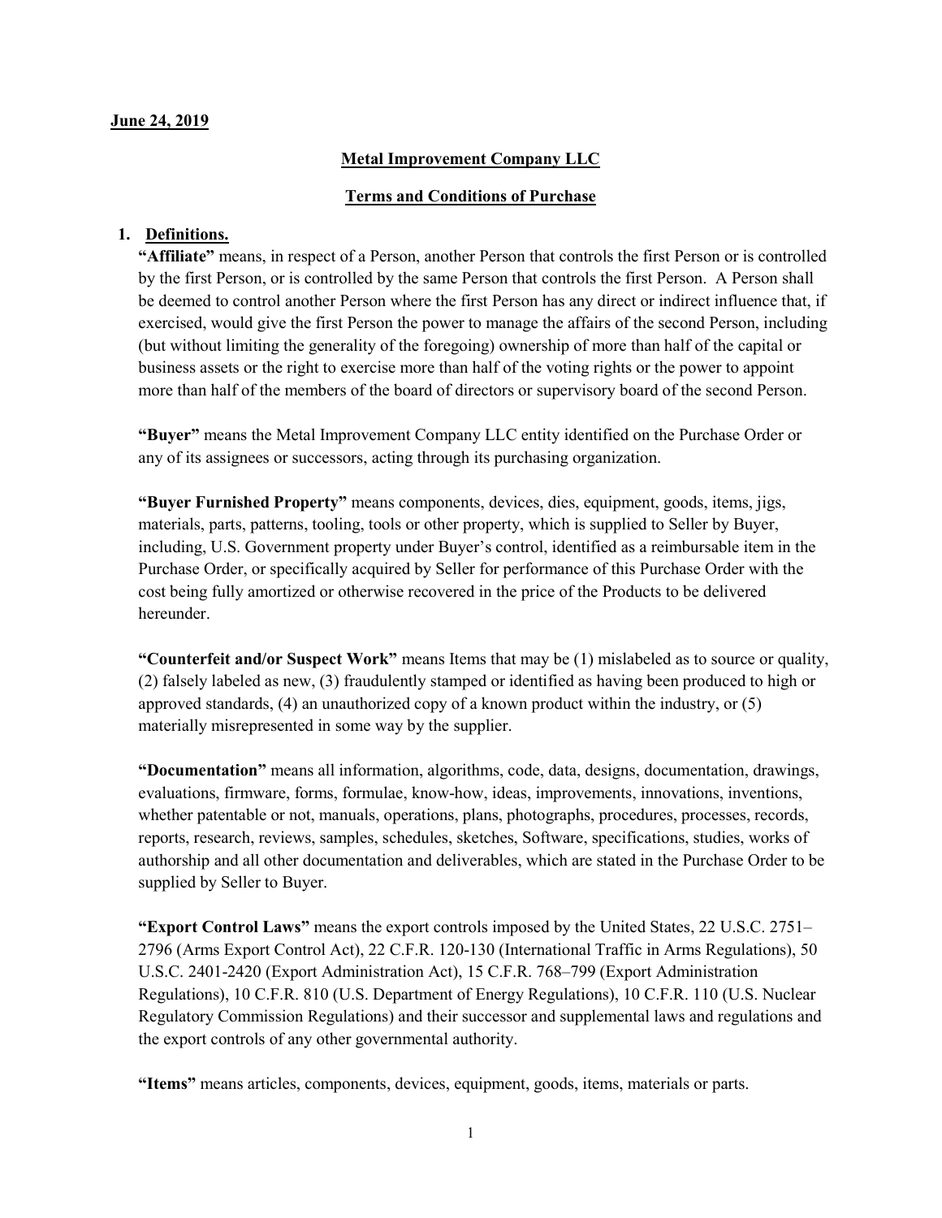**June 24, 2019**

**Metal Improvement Company LLC**

**Terms and Conditions of Purchase**

**1. Definitions.**

**"Affiliate"** means, in respect of a Person, another Person that controls the first Person or is controlled by the first Person, or is controlled by the same Person that controls the first Person. A Person shall be deemed to control another Person where the first Person has any direct or indirect influence that, if exercised, would give the first Person the power to manage the affairs of the second Person, including (but without limiting the generality of the foregoing) ownership of more than half of the capital or business assets or the right to exercise more than half of the voting rights or the power to appoint more than half of the members of the board of directors or supervisory board of the second Person.

**"Buyer"** means the Metal Improvement Company LLC entity identified on the Purchase Order or any of its assignees or successors, acting through its purchasing organization.

**"Buyer Furnished Property"** means components, devices, dies, equipment, goods, items, jigs, materials, parts, patterns, tooling, tools or other property, which is supplied to Seller by Buyer, including, U.S. Government property under Buyer's control, identified as a reimbursable item in the Purchase Order, or specifically acquired by Seller for performance of this Purchase Order with the cost being fully amortized or otherwise recovered in the price of the Products to be delivered hereunder.

**"Counterfeit and/or Suspect Work"** means Items that may be (1) mislabeled as to source or quality, (2) falsely labeled as new, (3) fraudulently stamped or identified as having been produced to high or approved standards, (4) an unauthorized copy of a known product within the industry, or (5) materially misrepresented in some way by the supplier.

**"Documentation"** means all information, algorithms, code, data, designs, documentation, drawings, evaluations, firmware, forms, formulae, know-how, ideas, improvements, innovations, inventions, whether patentable or not, manuals, operations, plans, photographs, procedures, processes, records, reports, research, reviews, samples, schedules, sketches, Software, specifications, studies, works of authorship and all other documentation and deliverables, which are stated in the Purchase Order to be supplied by Seller to Buyer.

**"Export Control Laws"** means the export controls imposed by the United States, 22 U.S.C. 2751–2796 (Arms Export Control Act), 22 C.F.R. 120-130 (International Traffic in Arms Regulations), 50 U.S.C. 2401-2420 (Export Administration Act), 15 C.F.R. 768–799 (Export Administration Regulations), 10 C.F.R. 810 (U.S. Department of Energy Regulations), 10 C.F.R. 110 (U.S. Nuclear Regulatory Commission Regulations) and their successor and supplemental laws and regulations and the export controls of any other governmental authority.

**"Items"** means articles, components, devices, equipment, goods, items, materials or parts.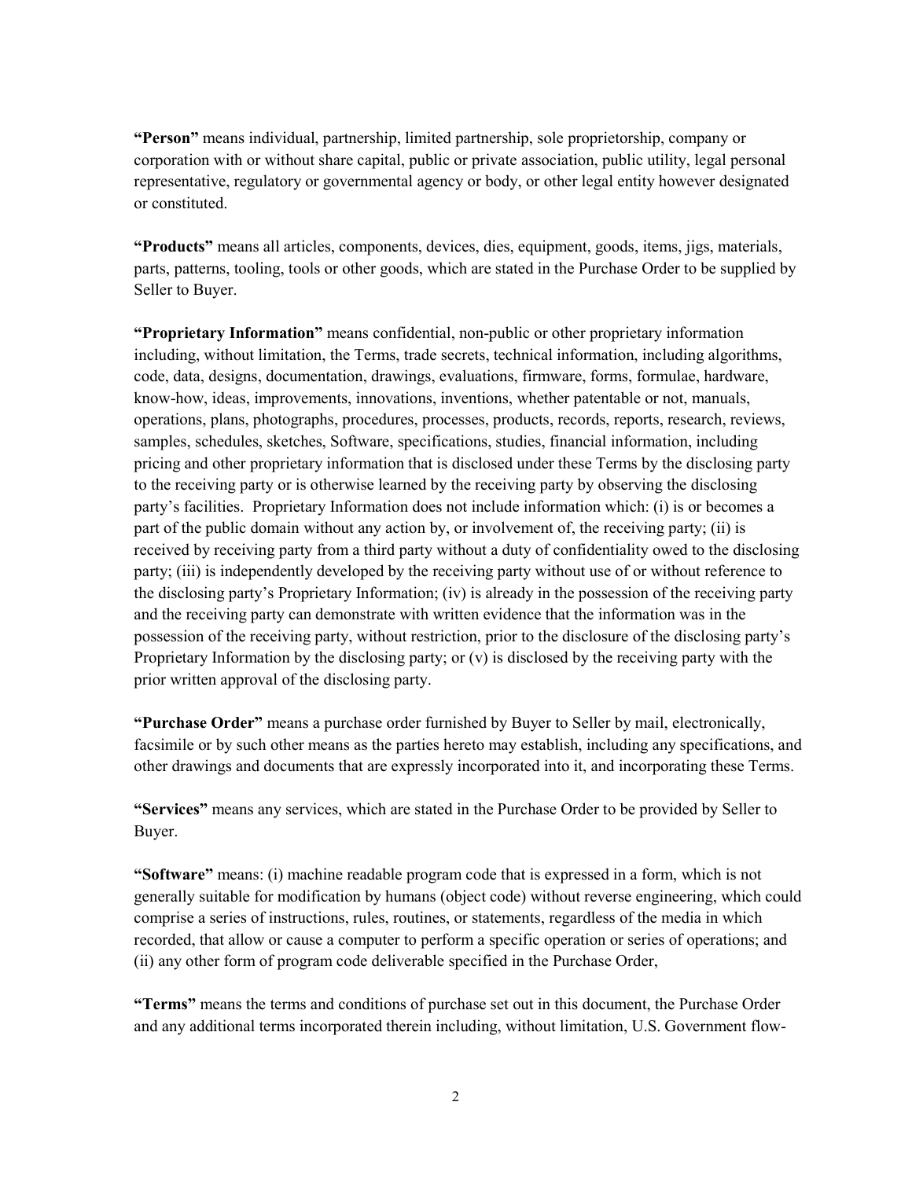**"Person"** means individual, partnership, limited partnership, sole proprietorship, company or corporation with or without share capital, public or private association, public utility, legal personal representative, regulatory or governmental agency or body, or other legal entity however designated or constituted.

**"Products"** means all articles, components, devices, dies, equipment, goods, items, jigs, materials, parts, patterns, tooling, tools or other goods, which are stated in the Purchase Order to be supplied by Seller to Buyer.

**"Proprietary Information"** means confidential, non-public or other proprietary information including, without limitation, the Terms, trade secrets, technical information, including algorithms, code, data, designs, documentation, drawings, evaluations, firmware, forms, formulae, hardware, know-how, ideas, improvements, innovations, inventions, whether patentable or not, manuals, operations, plans, photographs, procedures, processes, products, records, reports, research, reviews, samples, schedules, sketches, Software, specifications, studies, financial information, including pricing and other proprietary information that is disclosed under these Terms by the disclosing party to the receiving party or is otherwise learned by the receiving party by observing the disclosing party's facilities. Proprietary Information does not include information which: (i) is or becomes a part of the public domain without any action by, or involvement of, the receiving party; (ii) is received by receiving party from a third party without a duty of confidentiality owed to the disclosing party; (iii) is independently developed by the receiving party without use of or without reference to the disclosing party's Proprietary Information; (iv) is already in the possession of the receiving party and the receiving party can demonstrate with written evidence that the information was in the possession of the receiving party, without restriction, prior to the disclosure of the disclosing party's Proprietary Information by the disclosing party; or (v) is disclosed by the receiving party with the prior written approval of the disclosing party.

**"Purchase Order"** means a purchase order furnished by Buyer to Seller by mail, electronically, facsimile or by such other means as the parties hereto may establish, including any specifications, and other drawings and documents that are expressly incorporated into it, and incorporating these Terms.

**"Services"** means any services, which are stated in the Purchase Order to be provided by Seller to Buyer.

**"Software"** means: (i) machine readable program code that is expressed in a form, which is not generally suitable for modification by humans (object code) without reverse engineering, which could comprise a series of instructions, rules, routines, or statements, regardless of the media in which recorded, that allow or cause a computer to perform a specific operation or series of operations; and (ii) any other form of program code deliverable specified in the Purchase Order,

**"Terms"** means the terms and conditions of purchase set out in this document, the Purchase Order and any additional terms incorporated therein including, without limitation, U.S. Government flow-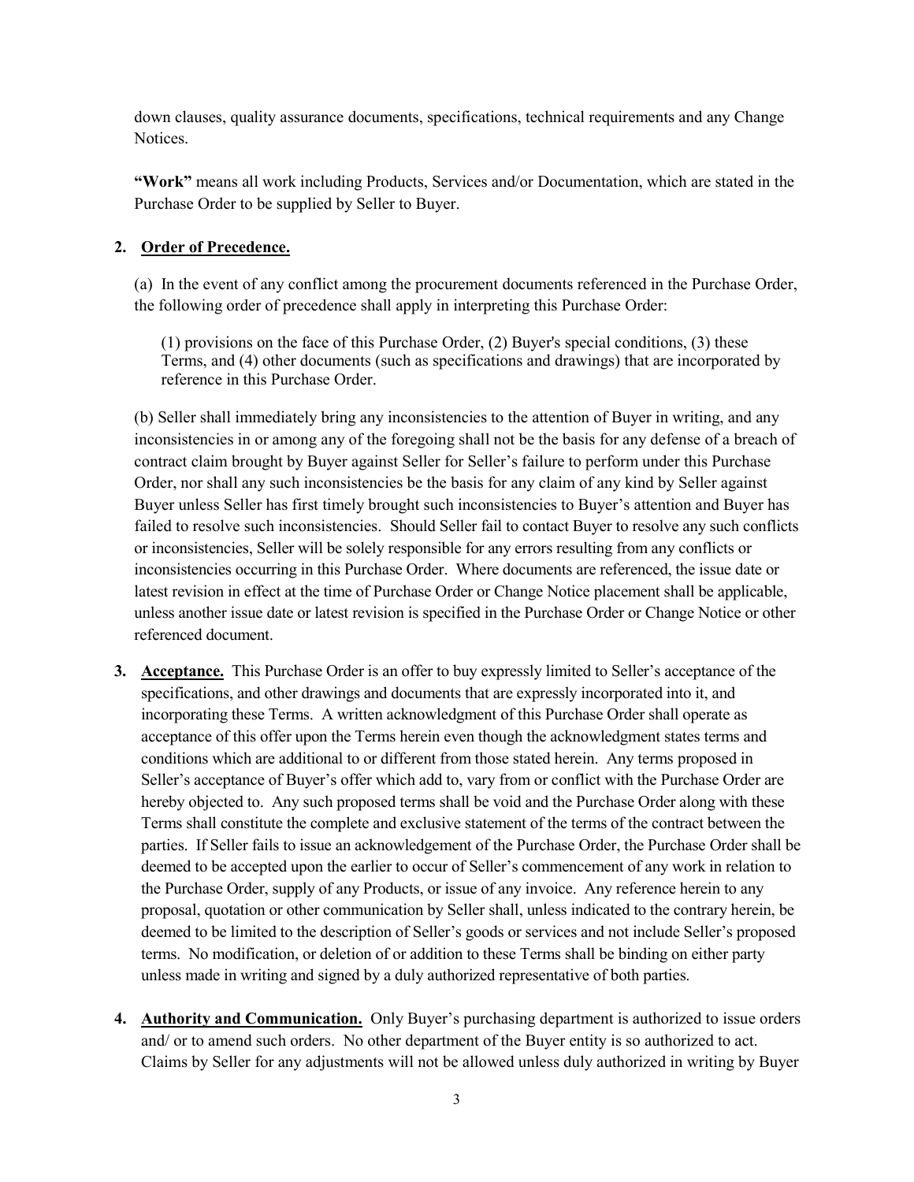down clauses, quality assurance documents, specifications, technical requirements and any Change Notices.

**"Work"** means all work including Products, Services and/or Documentation, which are stated in the Purchase Order to be supplied by Seller to Buyer.

**2. Order of Precedence.**

(a) In the event of any conflict among the procurement documents referenced in the Purchase Order, the following order of precedence shall apply in interpreting this Purchase Order:

(1) provisions on the face of this Purchase Order, (2) Buyer's special conditions, (3) these Terms, and (4) other documents (such as specifications and drawings) that are incorporated by reference in this Purchase Order.

(b) Seller shall immediately bring any inconsistencies to the attention of Buyer in writing, and any inconsistencies in or among any of the foregoing shall not be the basis for any defense of a breach of contract claim brought by Buyer against Seller for Seller's failure to perform under this Purchase Order, nor shall any such inconsistencies be the basis for any claim of any kind by Seller against Buyer unless Seller has first timely brought such inconsistencies to Buyer's attention and Buyer has failed to resolve such inconsistencies. Should Seller fail to contact Buyer to resolve any such conflicts or inconsistencies, Seller will be solely responsible for any errors resulting from any conflicts or inconsistencies occurring in this Purchase Order. Where documents are referenced, the issue date or latest revision in effect at the time of Purchase Order or Change Notice placement shall be applicable, unless another issue date or latest revision is specified in the Purchase Order or Change Notice or other referenced document.

**3. Acceptance.** This Purchase Order is an offer to buy expressly limited to Seller's acceptance of the specifications, and other drawings and documents that are expressly incorporated into it, and incorporating these Terms. A written acknowledgment of this Purchase Order shall operate as acceptance of this offer upon the Terms herein even though the acknowledgment states terms and conditions which are additional to or different from those stated herein. Any terms proposed in Seller's acceptance of Buyer's offer which add to, vary from or conflict with the Purchase Order are hereby objected to. Any such proposed terms shall be void and the Purchase Order along with these Terms shall constitute the complete and exclusive statement of the terms of the contract between the parties. If Seller fails to issue an acknowledgement of the Purchase Order, the Purchase Order shall be deemed to be accepted upon the earlier to occur of Seller's commencement of any work in relation to the Purchase Order, supply of any Products, or issue of any invoice. Any reference herein to any proposal, quotation or other communication by Seller shall, unless indicated to the contrary herein, be deemed to be limited to the description of Seller's goods or services and not include Seller's proposed terms. No modification, or deletion of or addition to these Terms shall be binding on either party unless made in writing and signed by a duly authorized representative of both parties.

**4. Authority and Communication.** Only Buyer's purchasing department is authorized to issue orders and/ or to amend such orders. No other department of the Buyer entity is so authorized to act. Claims by Seller for any adjustments will not be allowed unless duly authorized in writing by Buyer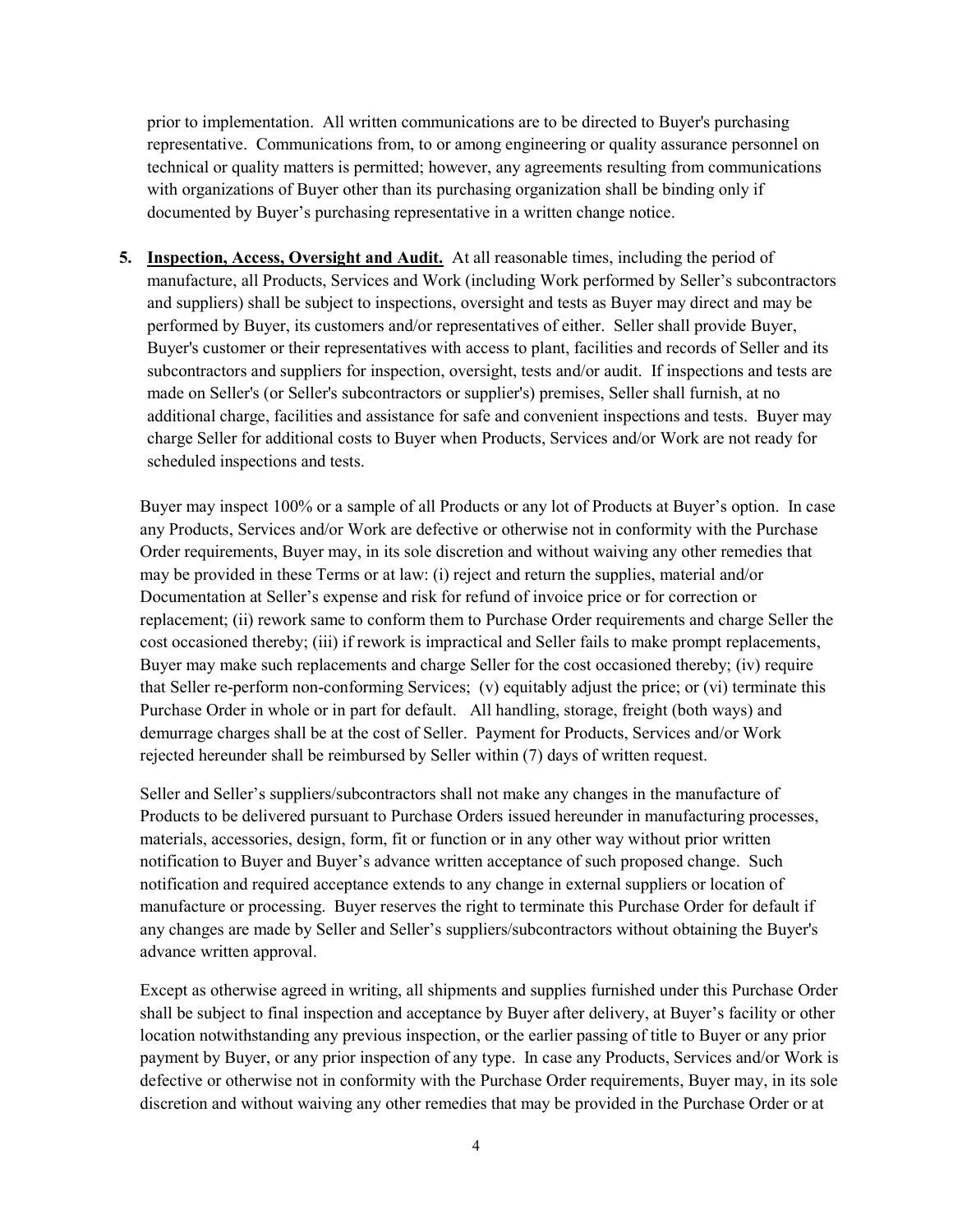prior to implementation. All written communications are to be directed to Buyer's purchasing representative. Communications from, to or among engineering or quality assurance personnel on technical or quality matters is permitted; however, any agreements resulting from communications with organizations of Buyer other than its purchasing organization shall be binding only if documented by Buyer's purchasing representative in a written change notice.

5. **Inspection, Access, Oversight and Audit.** At all reasonable times, including the period of manufacture, all Products, Services and Work (including Work performed by Seller's subcontractors and suppliers) shall be subject to inspections, oversight and tests as Buyer may direct and may be performed by Buyer, its customers and/or representatives of either. Seller shall provide Buyer, Buyer's customer or their representatives with access to plant, facilities and records of Seller and its subcontractors and suppliers for inspection, oversight, tests and/or audit. If inspections and tests are made on Seller's (or Seller's subcontractors or supplier's) premises, Seller shall furnish, at no additional charge, facilities and assistance for safe and convenient inspections and tests. Buyer may charge Seller for additional costs to Buyer when Products, Services and/or Work are not ready for scheduled inspections and tests.

   Buyer may inspect 100% or a sample of all Products or any lot of Products at Buyer's option. In case any Products, Services and/or Work are defective or otherwise not in conformity with the Purchase Order requirements, Buyer may, in its sole discretion and without waiving any other remedies that may be provided in these Terms or at law: (i) reject and return the supplies, material and/or Documentation at Seller's expense and risk for refund of invoice price or for correction or replacement; (ii) rework same to conform them to Purchase Order requirements and charge Seller the cost occasioned thereby; (iii) if rework is impractical and Seller fails to make prompt replacements, Buyer may make such replacements and charge Seller for the cost occasioned thereby; (iv) require that Seller re-perform non-conforming Services; (v) equitably adjust the price; or (vi) terminate this Purchase Order in whole or in part for default. All handling, storage, freight (both ways) and demurrage charges shall be at the cost of Seller. Payment for Products, Services and/or Work rejected hereunder shall be reimbursed by Seller within (7) days of written request.

   Seller and Seller's suppliers/subcontractors shall not make any changes in the manufacture of Products to be delivered pursuant to Purchase Orders issued hereunder in manufacturing processes, materials, accessories, design, form, fit or function or in any other way without prior written notification to Buyer and Buyer's advance written acceptance of such proposed change. Such notification and required acceptance extends to any change in external suppliers or location of manufacture or processing. Buyer reserves the right to terminate this Purchase Order for default if any changes are made by Seller and Seller's suppliers/subcontractors without obtaining the Buyer's advance written approval.

   Except as otherwise agreed in writing, all shipments and supplies furnished under this Purchase Order shall be subject to final inspection and acceptance by Buyer after delivery, at Buyer's facility or other location notwithstanding any previous inspection, or the earlier passing of title to Buyer or any prior payment by Buyer, or any prior inspection of any type. In case any Products, Services and/or Work is defective or otherwise not in conformity with the Purchase Order requirements, Buyer may, in its sole discretion and without waiving any other remedies that may be provided in the Purchase Order or at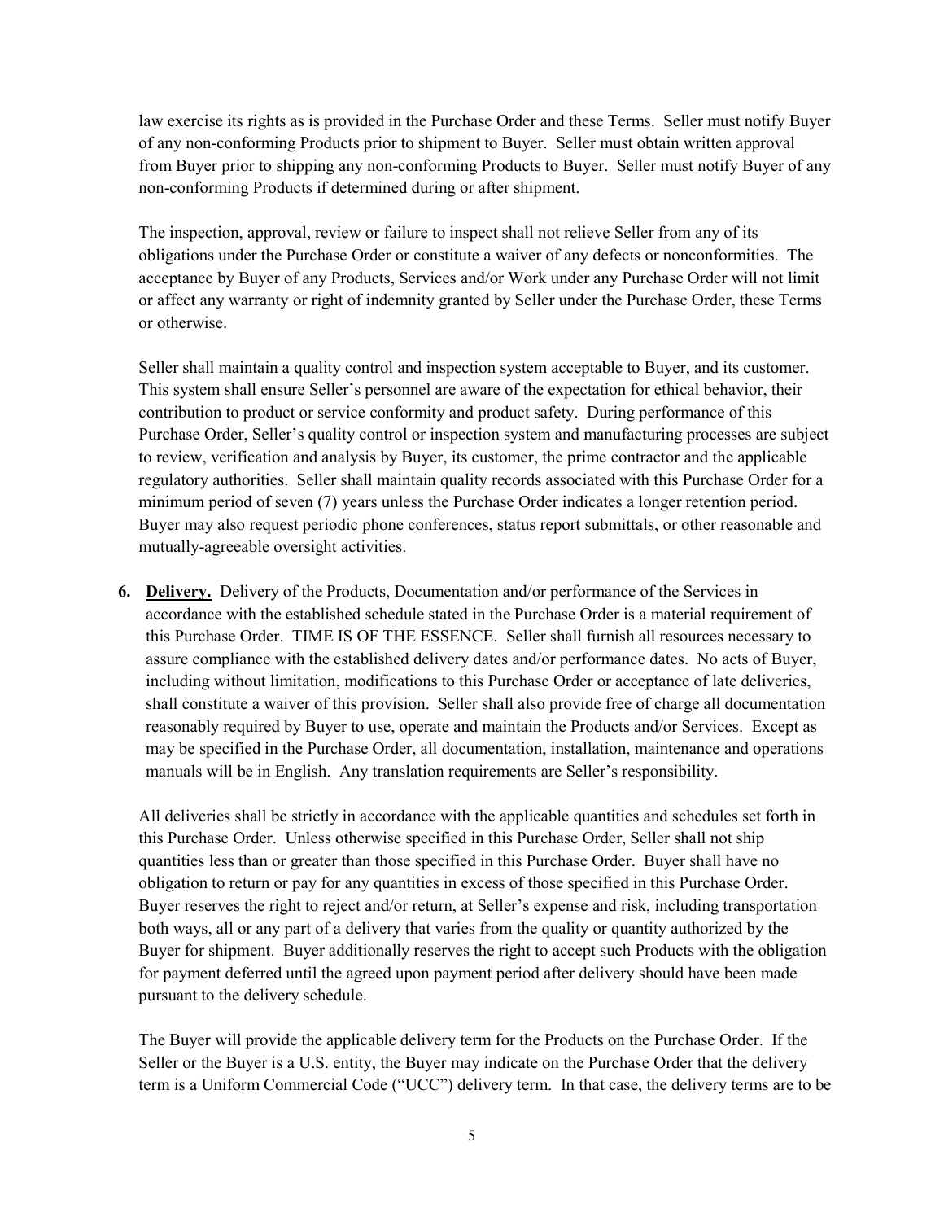law exercise its rights as is provided in the Purchase Order and these Terms. Seller must notify Buyer of any non-conforming Products prior to shipment to Buyer. Seller must obtain written approval from Buyer prior to shipping any non-conforming Products to Buyer. Seller must notify Buyer of any non-conforming Products if determined during or after shipment.

The inspection, approval, review or failure to inspect shall not relieve Seller from any of its obligations under the Purchase Order or constitute a waiver of any defects or nonconformities. The acceptance by Buyer of any Products, Services and/or Work under any Purchase Order will not limit or affect any warranty or right of indemnity granted by Seller under the Purchase Order, these Terms or otherwise.

Seller shall maintain a quality control and inspection system acceptable to Buyer, and its customer. This system shall ensure Seller's personnel are aware of the expectation for ethical behavior, their contribution to product or service conformity and product safety. During performance of this Purchase Order, Seller's quality control or inspection system and manufacturing processes are subject to review, verification and analysis by Buyer, its customer, the prime contractor and the applicable regulatory authorities. Seller shall maintain quality records associated with this Purchase Order for a minimum period of seven (7) years unless the Purchase Order indicates a longer retention period. Buyer may also request periodic phone conferences, status report submittals, or other reasonable and mutually-agreeable oversight activities.

6. **Delivery.** Delivery of the Products, Documentation and/or performance of the Services in accordance with the established schedule stated in the Purchase Order is a material requirement of this Purchase Order. TIME IS OF THE ESSENCE. Seller shall furnish all resources necessary to assure compliance with the established delivery dates and/or performance dates. No acts of Buyer, including without limitation, modifications to this Purchase Order or acceptance of late deliveries, shall constitute a waiver of this provision. Seller shall also provide free of charge all documentation reasonably required by Buyer to use, operate and maintain the Products and/or Services. Except as may be specified in the Purchase Order, all documentation, installation, maintenance and operations manuals will be in English. Any translation requirements are Seller's responsibility.

   All deliveries shall be strictly in accordance with the applicable quantities and schedules set forth in this Purchase Order. Unless otherwise specified in this Purchase Order, Seller shall not ship quantities less than or greater than those specified in this Purchase Order. Buyer shall have no obligation to return or pay for any quantities in excess of those specified in this Purchase Order. Buyer reserves the right to reject and/or return, at Seller's expense and risk, including transportation both ways, all or any part of a delivery that varies from the quality or quantity authorized by the Buyer for shipment. Buyer additionally reserves the right to accept such Products with the obligation for payment deferred until the agreed upon payment period after delivery should have been made pursuant to the delivery schedule.

   The Buyer will provide the applicable delivery term for the Products on the Purchase Order. If the Seller or the Buyer is a U.S. entity, the Buyer may indicate on the Purchase Order that the delivery term is a Uniform Commercial Code ("UCC") delivery term. In that case, the delivery terms are to be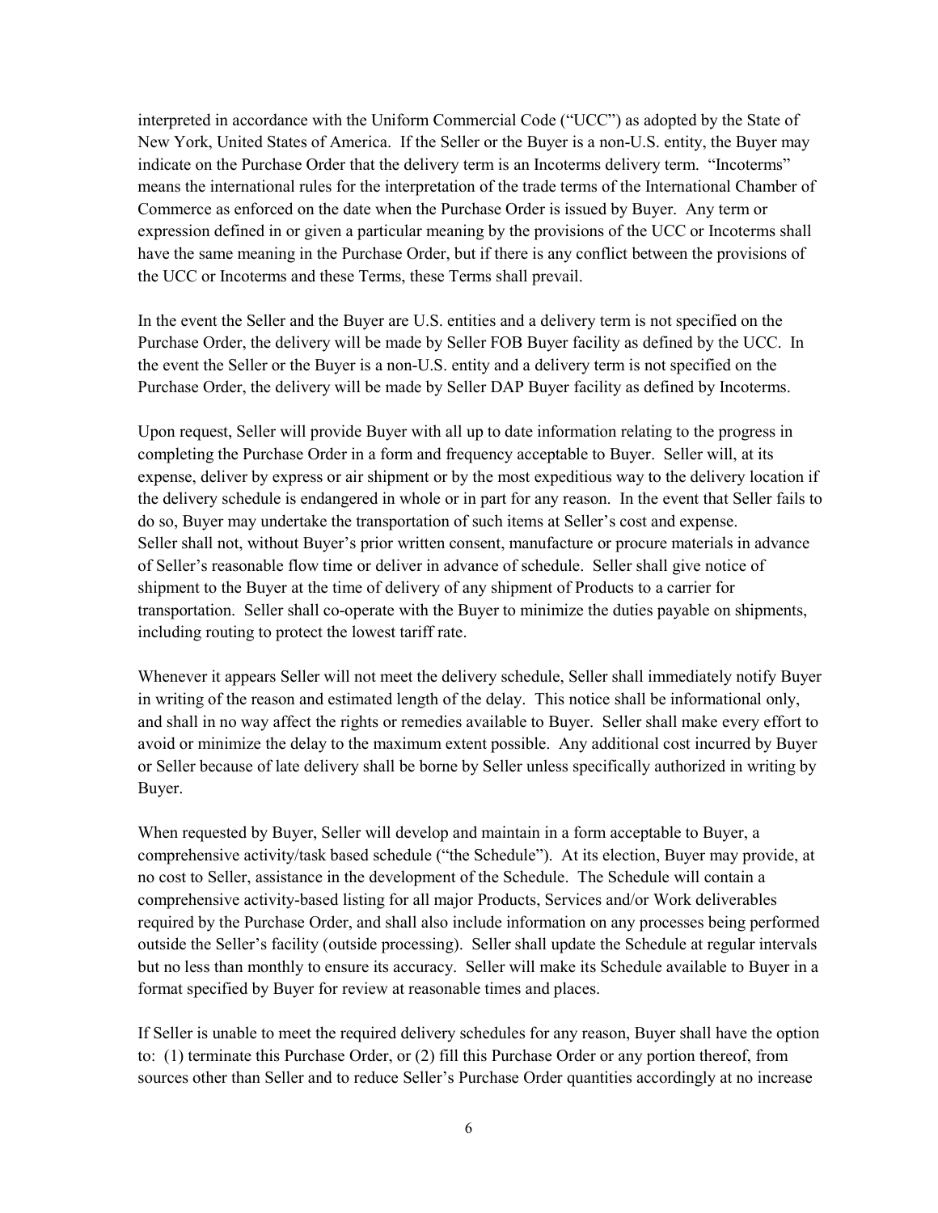interpreted in accordance with the Uniform Commercial Code ("UCC") as adopted by the State of New York, United States of America. If the Seller or the Buyer is a non-U.S. entity, the Buyer may indicate on the Purchase Order that the delivery term is an Incoterms delivery term. "Incoterms" means the international rules for the interpretation of the trade terms of the International Chamber of Commerce as enforced on the date when the Purchase Order is issued by Buyer. Any term or expression defined in or given a particular meaning by the provisions of the UCC or Incoterms shall have the same meaning in the Purchase Order, but if there is any conflict between the provisions of the UCC or Incoterms and these Terms, these Terms shall prevail.

In the event the Seller and the Buyer are U.S. entities and a delivery term is not specified on the Purchase Order, the delivery will be made by Seller FOB Buyer facility as defined by the UCC. In the event the Seller or the Buyer is a non-U.S. entity and a delivery term is not specified on the Purchase Order, the delivery will be made by Seller DAP Buyer facility as defined by Incoterms.

Upon request, Seller will provide Buyer with all up to date information relating to the progress in completing the Purchase Order in a form and frequency acceptable to Buyer. Seller will, at its expense, deliver by express or air shipment or by the most expeditious way to the delivery location if the delivery schedule is endangered in whole or in part for any reason. In the event that Seller fails to do so, Buyer may undertake the transportation of such items at Seller's cost and expense. Seller shall not, without Buyer's prior written consent, manufacture or procure materials in advance of Seller's reasonable flow time or deliver in advance of schedule. Seller shall give notice of shipment to the Buyer at the time of delivery of any shipment of Products to a carrier for transportation. Seller shall co-operate with the Buyer to minimize the duties payable on shipments, including routing to protect the lowest tariff rate.

Whenever it appears Seller will not meet the delivery schedule, Seller shall immediately notify Buyer in writing of the reason and estimated length of the delay. This notice shall be informational only, and shall in no way affect the rights or remedies available to Buyer. Seller shall make every effort to avoid or minimize the delay to the maximum extent possible. Any additional cost incurred by Buyer or Seller because of late delivery shall be borne by Seller unless specifically authorized in writing by Buyer.

When requested by Buyer, Seller will develop and maintain in a form acceptable to Buyer, a comprehensive activity/task based schedule ("the Schedule"). At its election, Buyer may provide, at no cost to Seller, assistance in the development of the Schedule. The Schedule will contain a comprehensive activity-based listing for all major Products, Services and/or Work deliverables required by the Purchase Order, and shall also include information on any processes being performed outside the Seller's facility (outside processing). Seller shall update the Schedule at regular intervals but no less than monthly to ensure its accuracy. Seller will make its Schedule available to Buyer in a format specified by Buyer for review at reasonable times and places.

If Seller is unable to meet the required delivery schedules for any reason, Buyer shall have the option to: (1) terminate this Purchase Order, or (2) fill this Purchase Order or any portion thereof, from sources other than Seller and to reduce Seller's Purchase Order quantities accordingly at no increase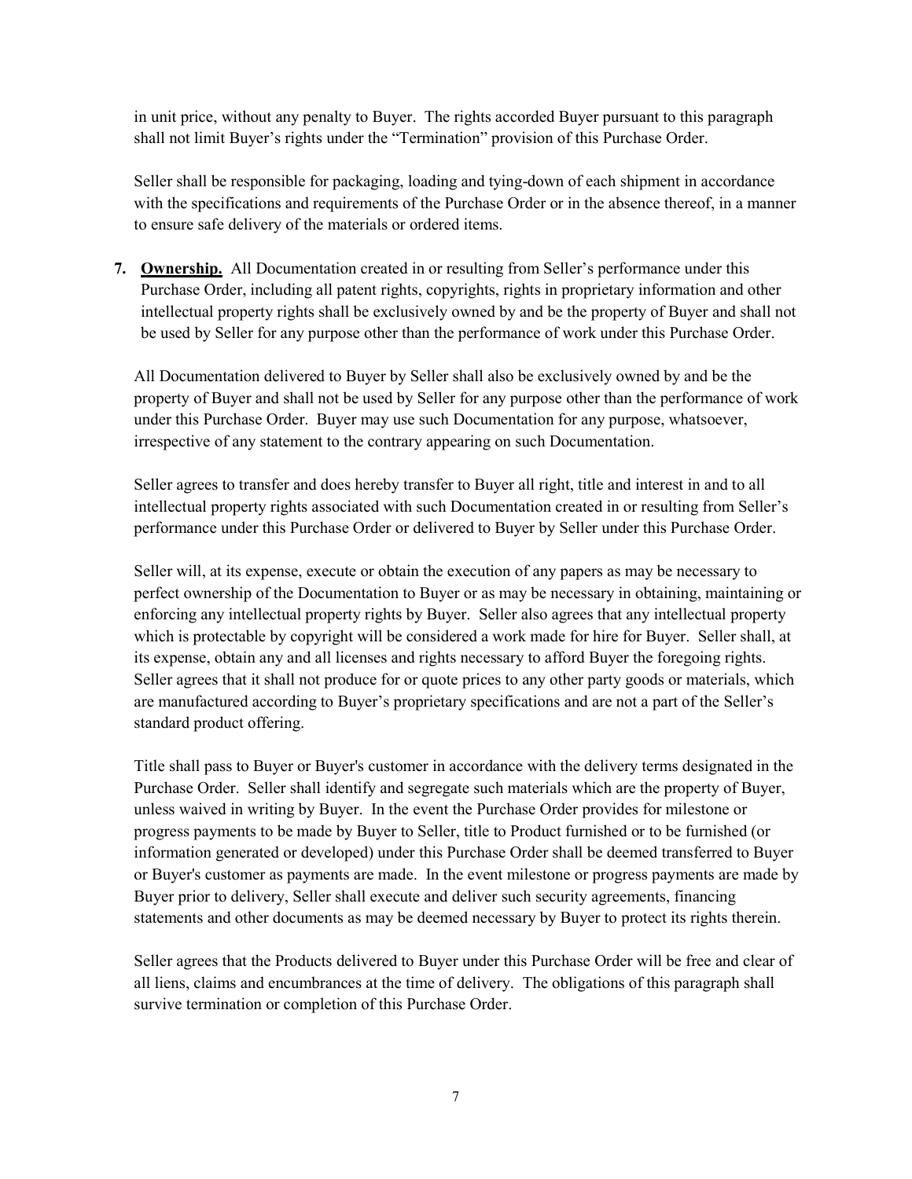in unit price, without any penalty to Buyer. The rights accorded Buyer pursuant to this paragraph shall not limit Buyer's rights under the "Termination" provision of this Purchase Order.

Seller shall be responsible for packaging, loading and tying-down of each shipment in accordance with the specifications and requirements of the Purchase Order or in the absence thereof, in a manner to ensure safe delivery of the materials or ordered items.

7. **<u>Ownership.</u>** All Documentation created in or resulting from Seller's performance under this Purchase Order, including all patent rights, copyrights, rights in proprietary information and other intellectual property rights shall be exclusively owned by and be the property of Buyer and shall not be used by Seller for any purpose other than the performance of work under this Purchase Order.

All Documentation delivered to Buyer by Seller shall also be exclusively owned by and be the property of Buyer and shall not be used by Seller for any purpose other than the performance of work under this Purchase Order. Buyer may use such Documentation for any purpose, whatsoever, irrespective of any statement to the contrary appearing on such Documentation.

Seller agrees to transfer and does hereby transfer to Buyer all right, title and interest in and to all intellectual property rights associated with such Documentation created in or resulting from Seller's performance under this Purchase Order or delivered to Buyer by Seller under this Purchase Order.

Seller will, at its expense, execute or obtain the execution of any papers as may be necessary to perfect ownership of the Documentation to Buyer or as may be necessary in obtaining, maintaining or enforcing any intellectual property rights by Buyer. Seller also agrees that any intellectual property which is protectable by copyright will be considered a work made for hire for Buyer. Seller shall, at its expense, obtain any and all licenses and rights necessary to afford Buyer the foregoing rights. Seller agrees that it shall not produce for or quote prices to any other party goods or materials, which are manufactured according to Buyer's proprietary specifications and are not a part of the Seller's standard product offering.

Title shall pass to Buyer or Buyer's customer in accordance with the delivery terms designated in the Purchase Order. Seller shall identify and segregate such materials which are the property of Buyer, unless waived in writing by Buyer. In the event the Purchase Order provides for milestone or progress payments to be made by Buyer to Seller, title to Product furnished or to be furnished (or information generated or developed) under this Purchase Order shall be deemed transferred to Buyer or Buyer's customer as payments are made. In the event milestone or progress payments are made by Buyer prior to delivery, Seller shall execute and deliver such security agreements, financing statements and other documents as may be deemed necessary by Buyer to protect its rights therein.

Seller agrees that the Products delivered to Buyer under this Purchase Order will be free and clear of all liens, claims and encumbrances at the time of delivery. The obligations of this paragraph shall survive termination or completion of this Purchase Order.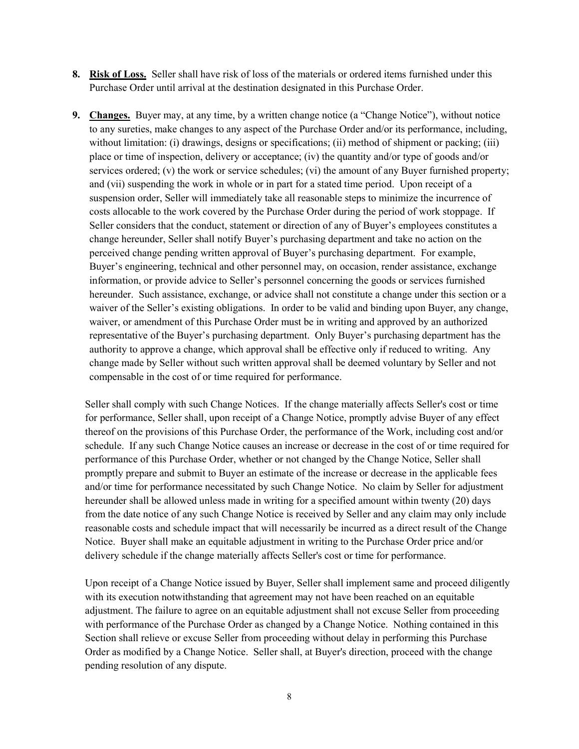8. **Risk of Loss.** Seller shall have risk of loss of the materials or ordered items furnished under this Purchase Order until arrival at the destination designated in this Purchase Order.

9. **Changes.** Buyer may, at any time, by a written change notice (a "Change Notice"), without notice to any sureties, make changes to any aspect of the Purchase Order and/or its performance, including, without limitation: (i) drawings, designs or specifications; (ii) method of shipment or packing; (iii) place or time of inspection, delivery or acceptance; (iv) the quantity and/or type of goods and/or services ordered; (v) the work or service schedules; (vi) the amount of any Buyer furnished property; and (vii) suspending the work in whole or in part for a stated time period. Upon receipt of a suspension order, Seller will immediately take all reasonable steps to minimize the incurrence of costs allocable to the work covered by the Purchase Order during the period of work stoppage. If Seller considers that the conduct, statement or direction of any of Buyer's employees constitutes a change hereunder, Seller shall notify Buyer's purchasing department and take no action on the perceived change pending written approval of Buyer's purchasing department. For example, Buyer's engineering, technical and other personnel may, on occasion, render assistance, exchange information, or provide advice to Seller's personnel concerning the goods or services furnished hereunder. Such assistance, exchange, or advice shall not constitute a change under this section or a waiver of the Seller's existing obligations. In order to be valid and binding upon Buyer, any change, waiver, or amendment of this Purchase Order must be in writing and approved by an authorized representative of the Buyer's purchasing department. Only Buyer's purchasing department has the authority to approve a change, which approval shall be effective only if reduced to writing. Any change made by Seller without such written approval shall be deemed voluntary by Seller and not compensable in the cost of or time required for performance.

   Seller shall comply with such Change Notices. If the change materially affects Seller's cost or time for performance, Seller shall, upon receipt of a Change Notice, promptly advise Buyer of any effect thereof on the provisions of this Purchase Order, the performance of the Work, including cost and/or schedule. If any such Change Notice causes an increase or decrease in the cost of or time required for performance of this Purchase Order, whether or not changed by the Change Notice, Seller shall promptly prepare and submit to Buyer an estimate of the increase or decrease in the applicable fees and/or time for performance necessitated by such Change Notice. No claim by Seller for adjustment hereunder shall be allowed unless made in writing for a specified amount within twenty (20) days from the date notice of any such Change Notice is received by Seller and any claim may only include reasonable costs and schedule impact that will necessarily be incurred as a direct result of the Change Notice. Buyer shall make an equitable adjustment in writing to the Purchase Order price and/or delivery schedule if the change materially affects Seller's cost or time for performance.

   Upon receipt of a Change Notice issued by Buyer, Seller shall implement same and proceed diligently with its execution notwithstanding that agreement may not have been reached on an equitable adjustment. The failure to agree on an equitable adjustment shall not excuse Seller from proceeding with performance of the Purchase Order as changed by a Change Notice. Nothing contained in this Section shall relieve or excuse Seller from proceeding without delay in performing this Purchase Order as modified by a Change Notice. Seller shall, at Buyer's direction, proceed with the change pending resolution of any dispute.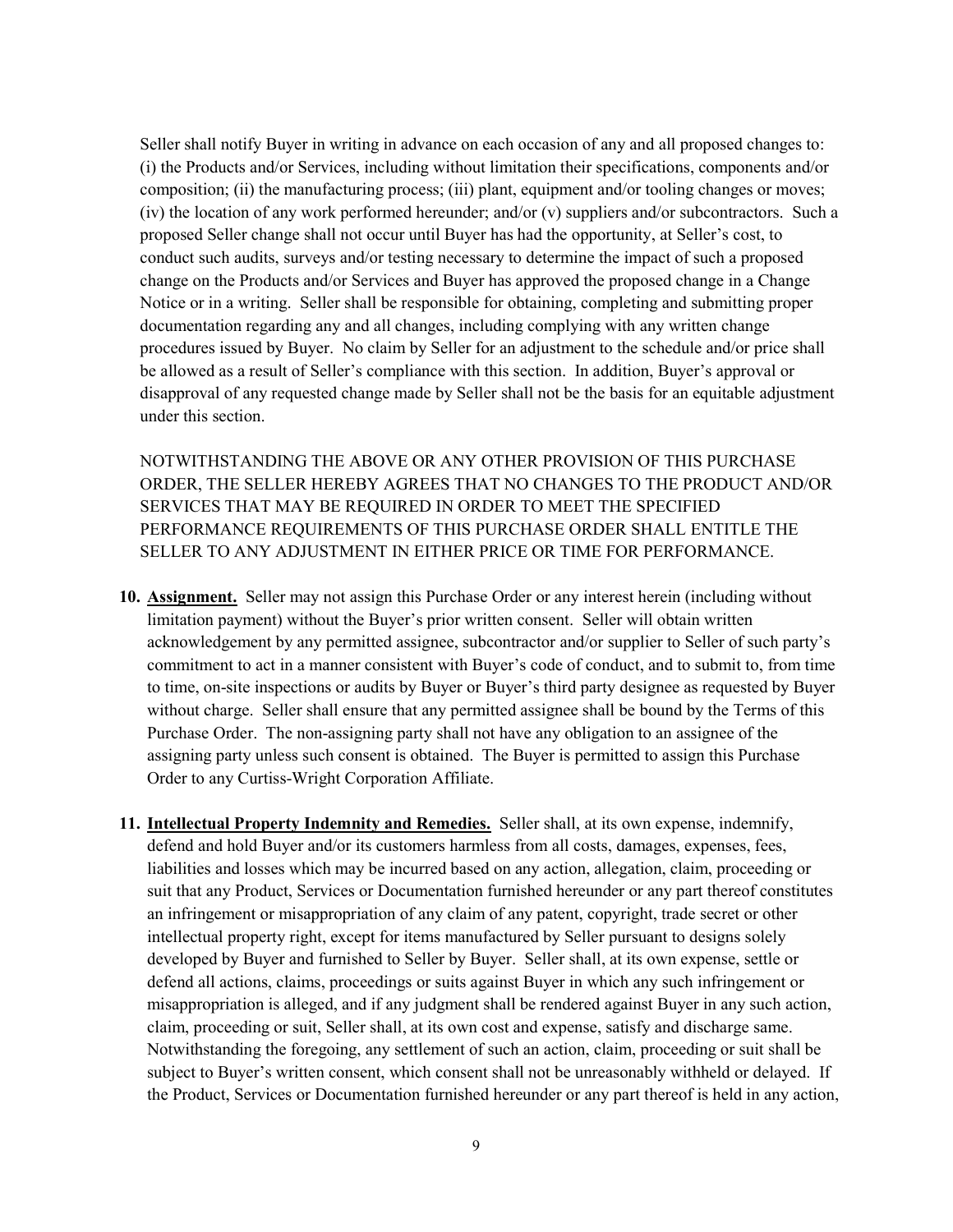Seller shall notify Buyer in writing in advance on each occasion of any and all proposed changes to: (i) the Products and/or Services, including without limitation their specifications, components and/or composition; (ii) the manufacturing process; (iii) plant, equipment and/or tooling changes or moves; (iv) the location of any work performed hereunder; and/or (v) suppliers and/or subcontractors. Such a proposed Seller change shall not occur until Buyer has had the opportunity, at Seller's cost, to conduct such audits, surveys and/or testing necessary to determine the impact of such a proposed change on the Products and/or Services and Buyer has approved the proposed change in a Change Notice or in a writing. Seller shall be responsible for obtaining, completing and submitting proper documentation regarding any and all changes, including complying with any written change procedures issued by Buyer. No claim by Seller for an adjustment to the schedule and/or price shall be allowed as a result of Seller's compliance with this section. In addition, Buyer's approval or disapproval of any requested change made by Seller shall not be the basis for an equitable adjustment under this section.

NOTWITHSTANDING THE ABOVE OR ANY OTHER PROVISION OF THIS PURCHASE ORDER, THE SELLER HEREBY AGREES THAT NO CHANGES TO THE PRODUCT AND/OR SERVICES THAT MAY BE REQUIRED IN ORDER TO MEET THE SPECIFIED PERFORMANCE REQUIREMENTS OF THIS PURCHASE ORDER SHALL ENTITLE THE SELLER TO ANY ADJUSTMENT IN EITHER PRICE OR TIME FOR PERFORMANCE.

10. **Assignment.** Seller may not assign this Purchase Order or any interest herein (including without limitation payment) without the Buyer's prior written consent. Seller will obtain written acknowledgement by any permitted assignee, subcontractor and/or supplier to Seller of such party's commitment to act in a manner consistent with Buyer's code of conduct, and to submit to, from time to time, on-site inspections or audits by Buyer or Buyer's third party designee as requested by Buyer without charge. Seller shall ensure that any permitted assignee shall be bound by the Terms of this Purchase Order. The non-assigning party shall not have any obligation to an assignee of the assigning party unless such consent is obtained. The Buyer is permitted to assign this Purchase Order to any Curtiss-Wright Corporation Affiliate.

11. **Intellectual Property Indemnity and Remedies.** Seller shall, at its own expense, indemnify, defend and hold Buyer and/or its customers harmless from all costs, damages, expenses, fees, liabilities and losses which may be incurred based on any action, allegation, claim, proceeding or suit that any Product, Services or Documentation furnished hereunder or any part thereof constitutes an infringement or misappropriation of any claim of any patent, copyright, trade secret or other intellectual property right, except for items manufactured by Seller pursuant to designs solely developed by Buyer and furnished to Seller by Buyer. Seller shall, at its own expense, settle or defend all actions, claims, proceedings or suits against Buyer in which any such infringement or misappropriation is alleged, and if any judgment shall be rendered against Buyer in any such action, claim, proceeding or suit, Seller shall, at its own cost and expense, satisfy and discharge same. Notwithstanding the foregoing, any settlement of such an action, claim, proceeding or suit shall be subject to Buyer's written consent, which consent shall not be unreasonably withheld or delayed. If the Product, Services or Documentation furnished hereunder or any part thereof is held in any action,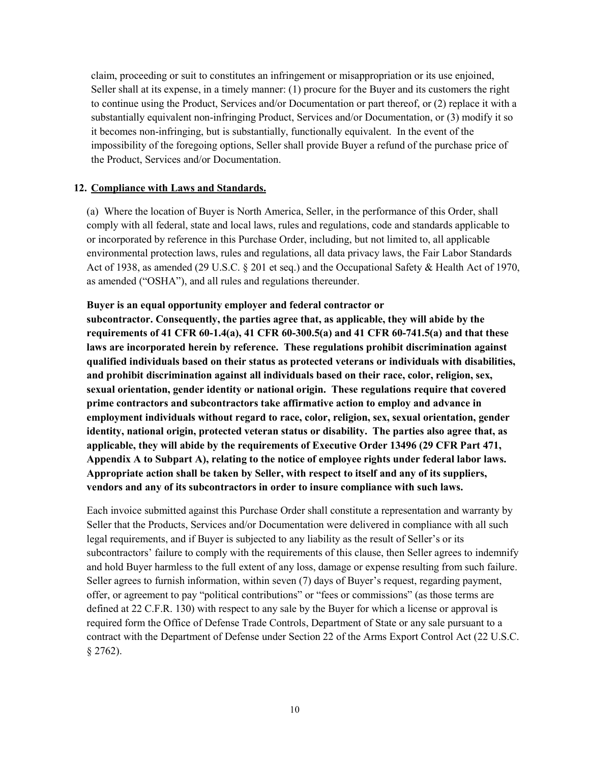claim, proceeding or suit to constitutes an infringement or misappropriation or its use enjoined, Seller shall at its expense, in a timely manner: (1) procure for the Buyer and its customers the right to continue using the Product, Services and/or Documentation or part thereof, or (2) replace it with a substantially equivalent non-infringing Product, Services and/or Documentation, or (3) modify it so it becomes non-infringing, but is substantially, functionally equivalent. In the event of the impossibility of the foregoing options, Seller shall provide Buyer a refund of the purchase price of the Product, Services and/or Documentation.

**12. <u>Compliance with Laws and Standards.</u>**

(a) Where the location of Buyer is North America, Seller, in the performance of this Order, shall comply with all federal, state and local laws, rules and regulations, code and standards applicable to or incorporated by reference in this Purchase Order, including, but not limited to, all applicable environmental protection laws, rules and regulations, all data privacy laws, the Fair Labor Standards Act of 1938, as amended (29 U.S.C. § 201 et seq.) and the Occupational Safety & Health Act of 1970, as amended ("OSHA"), and all rules and regulations thereunder.

**Buyer is an equal opportunity employer and federal contractor or subcontractor. Consequently, the parties agree that, as applicable, they will abide by the requirements of 41 CFR 60-1.4(a), 41 CFR 60-300.5(a) and 41 CFR 60-741.5(a) and that these laws are incorporated herein by reference. These regulations prohibit discrimination against qualified individuals based on their status as protected veterans or individuals with disabilities, and prohibit discrimination against all individuals based on their race, color, religion, sex, sexual orientation, gender identity or national origin. These regulations require that covered prime contractors and subcontractors take affirmative action to employ and advance in employment individuals without regard to race, color, religion, sex, sexual orientation, gender identity, national origin, protected veteran status or disability. The parties also agree that, as applicable, they will abide by the requirements of Executive Order 13496 (29 CFR Part 471, Appendix A to Subpart A), relating to the notice of employee rights under federal labor laws. Appropriate action shall be taken by Seller, with respect to itself and any of its suppliers, vendors and any of its subcontractors in order to insure compliance with such laws.**

Each invoice submitted against this Purchase Order shall constitute a representation and warranty by Seller that the Products, Services and/or Documentation were delivered in compliance with all such legal requirements, and if Buyer is subjected to any liability as the result of Seller's or its subcontractors' failure to comply with the requirements of this clause, then Seller agrees to indemnify and hold Buyer harmless to the full extent of any loss, damage or expense resulting from such failure. Seller agrees to furnish information, within seven (7) days of Buyer's request, regarding payment, offer, or agreement to pay "political contributions" or "fees or commissions" (as those terms are defined at 22 C.F.R. 130) with respect to any sale by the Buyer for which a license or approval is required form the Office of Defense Trade Controls, Department of State or any sale pursuant to a contract with the Department of Defense under Section 22 of the Arms Export Control Act (22 U.S.C. § 2762).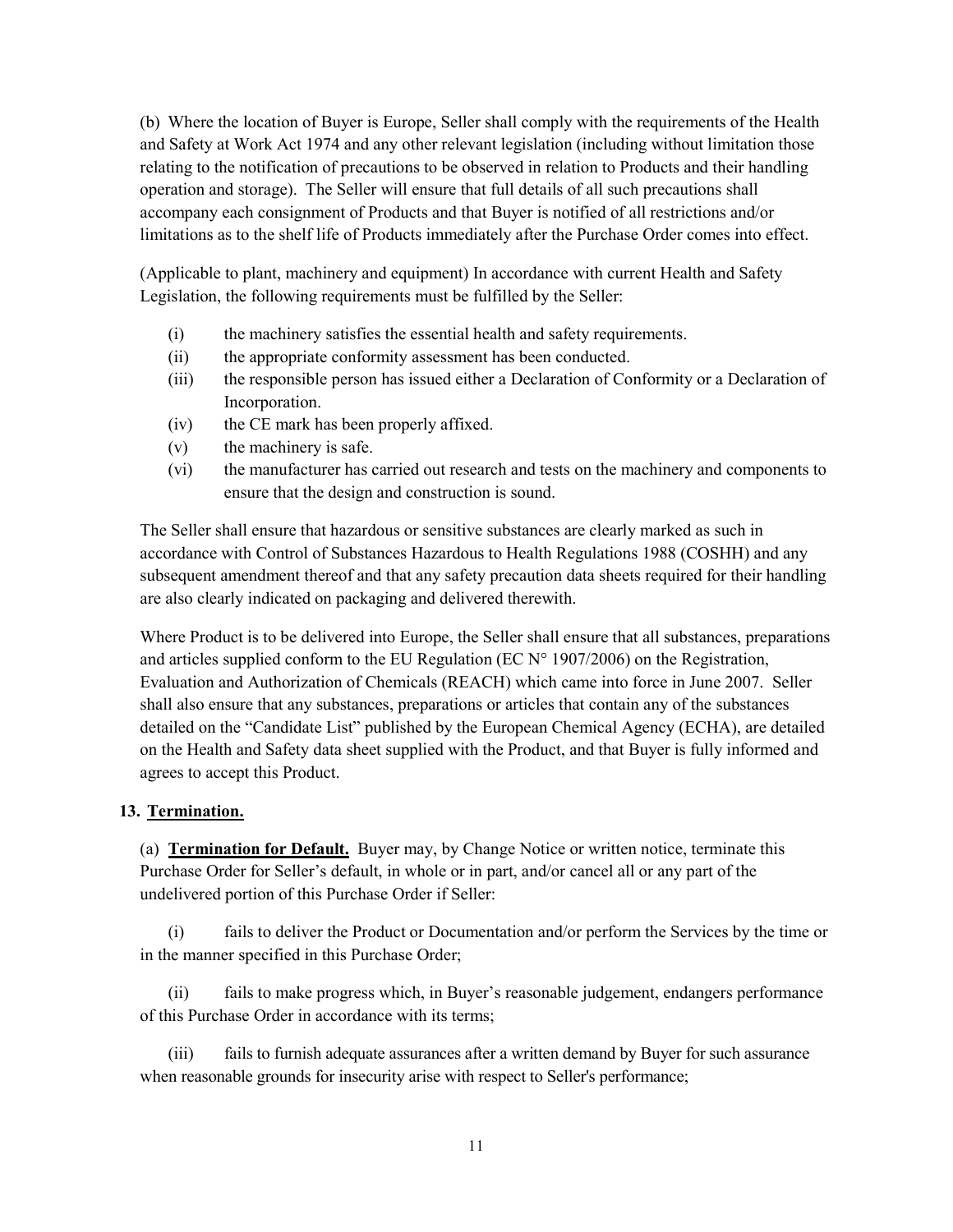(b) Where the location of Buyer is Europe, Seller shall comply with the requirements of the Health and Safety at Work Act 1974 and any other relevant legislation (including without limitation those relating to the notification of precautions to be observed in relation to Products and their handling operation and storage). The Seller will ensure that full details of all such precautions shall accompany each consignment of Products and that Buyer is notified of all restrictions and/or limitations as to the shelf life of Products immediately after the Purchase Order comes into effect.

(Applicable to plant, machinery and equipment) In accordance with current Health and Safety Legislation, the following requirements must be fulfilled by the Seller:

- (i) the machinery satisfies the essential health and safety requirements.
- (ii) the appropriate conformity assessment has been conducted.
- (iii) the responsible person has issued either a Declaration of Conformity or a Declaration of Incorporation.
- (iv) the CE mark has been properly affixed.
- (v) the machinery is safe.
- (vi) the manufacturer has carried out research and tests on the machinery and components to ensure that the design and construction is sound.

The Seller shall ensure that hazardous or sensitive substances are clearly marked as such in accordance with Control of Substances Hazardous to Health Regulations 1988 (COSHH) and any subsequent amendment thereof and that any safety precaution data sheets required for their handling are also clearly indicated on packaging and delivered therewith.

Where Product is to be delivered into Europe, the Seller shall ensure that all substances, preparations and articles supplied conform to the EU Regulation (EC N° 1907/2006) on the Registration, Evaluation and Authorization of Chemicals (REACH) which came into force in June 2007. Seller shall also ensure that any substances, preparations or articles that contain any of the substances detailed on the "Candidate List" published by the European Chemical Agency (ECHA), are detailed on the Health and Safety data sheet supplied with the Product, and that Buyer is fully informed and agrees to accept this Product.

## 13. Termination.

(a) **Termination for Default.** Buyer may, by Change Notice or written notice, terminate this Purchase Order for Seller's default, in whole or in part, and/or cancel all or any part of the undelivered portion of this Purchase Order if Seller:

(i) fails to deliver the Product or Documentation and/or perform the Services by the time or in the manner specified in this Purchase Order;

(ii) fails to make progress which, in Buyer's reasonable judgement, endangers performance of this Purchase Order in accordance with its terms;

(iii) fails to furnish adequate assurances after a written demand by Buyer for such assurance when reasonable grounds for insecurity arise with respect to Seller's performance;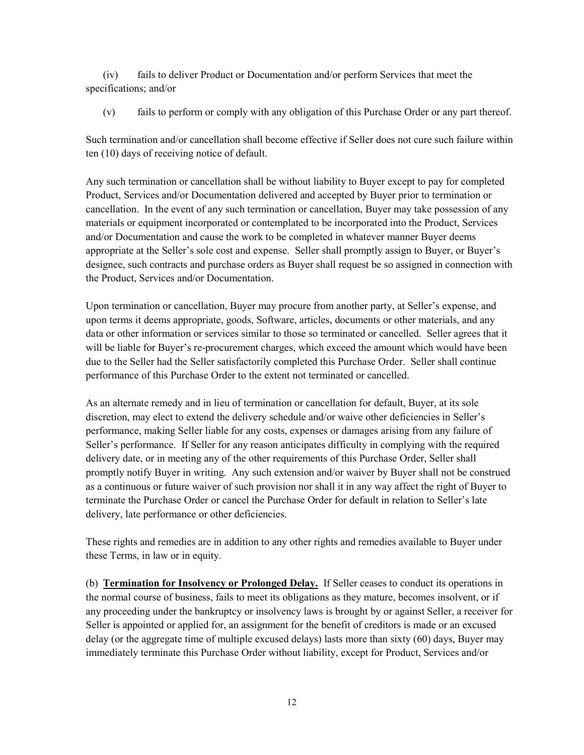(iv) fails to deliver Product or Documentation and/or perform Services that meet the specifications; and/or

(v) fails to perform or comply with any obligation of this Purchase Order or any part thereof.

Such termination and/or cancellation shall become effective if Seller does not cure such failure within ten (10) days of receiving notice of default.

Any such termination or cancellation shall be without liability to Buyer except to pay for completed Product, Services and/or Documentation delivered and accepted by Buyer prior to termination or cancellation. In the event of any such termination or cancellation, Buyer may take possession of any materials or equipment incorporated or contemplated to be incorporated into the Product, Services and/or Documentation and cause the work to be completed in whatever manner Buyer deems appropriate at the Seller's sole cost and expense. Seller shall promptly assign to Buyer, or Buyer's designee, such contracts and purchase orders as Buyer shall request be so assigned in connection with the Product, Services and/or Documentation.

Upon termination or cancellation, Buyer may procure from another party, at Seller's expense, and upon terms it deems appropriate, goods, Software, articles, documents or other materials, and any data or other information or services similar to those so terminated or cancelled. Seller agrees that it will be liable for Buyer's re-procurement charges, which exceed the amount which would have been due to the Seller had the Seller satisfactorily completed this Purchase Order. Seller shall continue performance of this Purchase Order to the extent not terminated or cancelled.

As an alternate remedy and in lieu of termination or cancellation for default, Buyer, at its sole discretion, may elect to extend the delivery schedule and/or waive other deficiencies in Seller's performance, making Seller liable for any costs, expenses or damages arising from any failure of Seller's performance. If Seller for any reason anticipates difficulty in complying with the required delivery date, or in meeting any of the other requirements of this Purchase Order, Seller shall promptly notify Buyer in writing. Any such extension and/or waiver by Buyer shall not be construed as a continuous or future waiver of such provision nor shall it in any way affect the right of Buyer to terminate the Purchase Order or cancel the Purchase Order for default in relation to Seller's late delivery, late performance or other deficiencies.

These rights and remedies are in addition to any other rights and remedies available to Buyer under these Terms, in law or in equity.

(b) **Termination for Insolvency or Prolonged Delay.** If Seller ceases to conduct its operations in the normal course of business, fails to meet its obligations as they mature, becomes insolvent, or if any proceeding under the bankruptcy or insolvency laws is brought by or against Seller, a receiver for Seller is appointed or applied for, an assignment for the benefit of creditors is made or an excused delay (or the aggregate time of multiple excused delays) lasts more than sixty (60) days, Buyer may immediately terminate this Purchase Order without liability, except for Product, Services and/or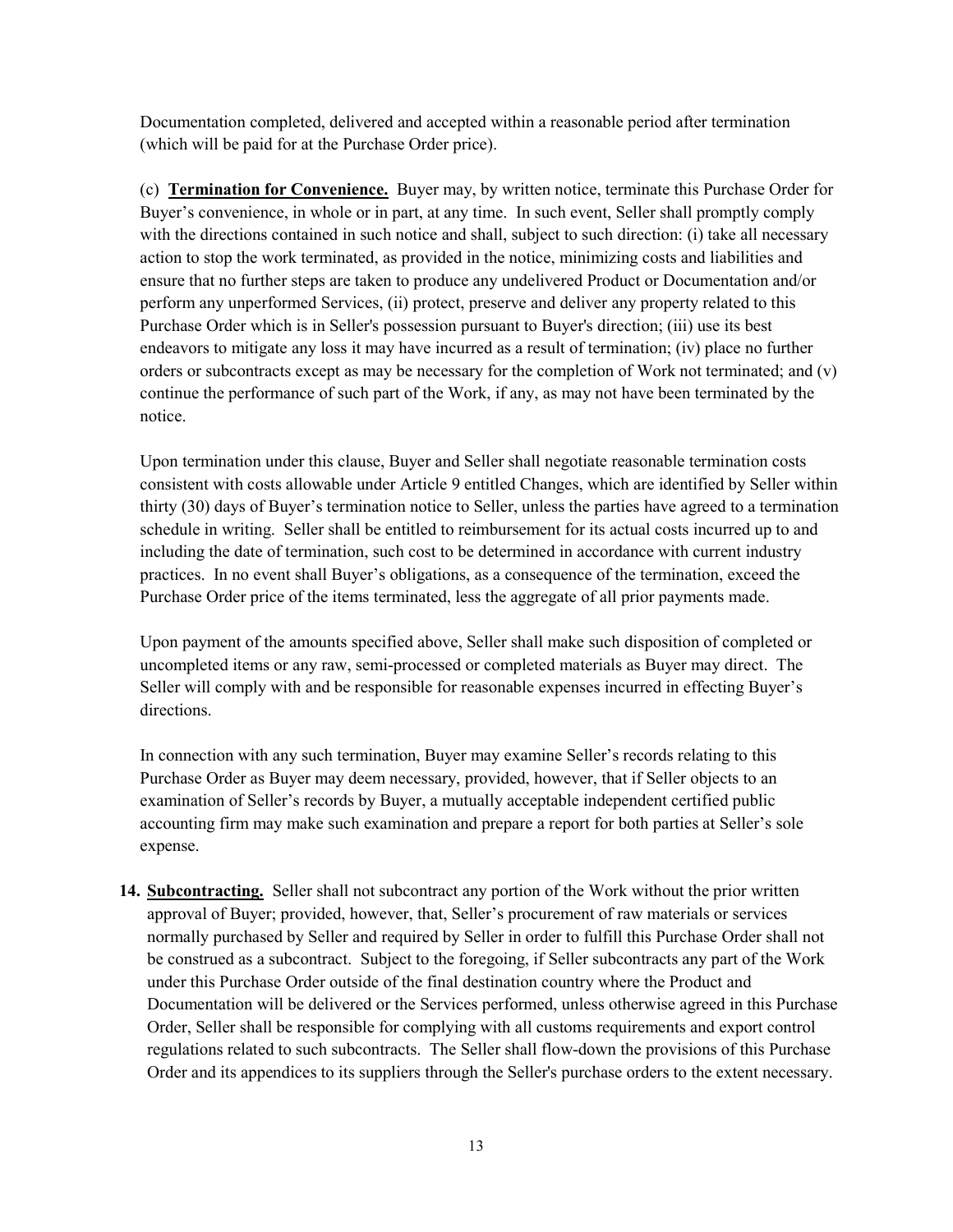Documentation completed, delivered and accepted within a reasonable period after termination (which will be paid for at the Purchase Order price).

(c) **Termination for Convenience.** Buyer may, by written notice, terminate this Purchase Order for Buyer's convenience, in whole or in part, at any time. In such event, Seller shall promptly comply with the directions contained in such notice and shall, subject to such direction: (i) take all necessary action to stop the work terminated, as provided in the notice, minimizing costs and liabilities and ensure that no further steps are taken to produce any undelivered Product or Documentation and/or perform any unperformed Services, (ii) protect, preserve and deliver any property related to this Purchase Order which is in Seller's possession pursuant to Buyer's direction; (iii) use its best endeavors to mitigate any loss it may have incurred as a result of termination; (iv) place no further orders or subcontracts except as may be necessary for the completion of Work not terminated; and (v) continue the performance of such part of the Work, if any, as may not have been terminated by the notice.

Upon termination under this clause, Buyer and Seller shall negotiate reasonable termination costs consistent with costs allowable under Article 9 entitled Changes, which are identified by Seller within thirty (30) days of Buyer's termination notice to Seller, unless the parties have agreed to a termination schedule in writing. Seller shall be entitled to reimbursement for its actual costs incurred up to and including the date of termination, such cost to be determined in accordance with current industry practices. In no event shall Buyer's obligations, as a consequence of the termination, exceed the Purchase Order price of the items terminated, less the aggregate of all prior payments made.

Upon payment of the amounts specified above, Seller shall make such disposition of completed or uncompleted items or any raw, semi-processed or completed materials as Buyer may direct. The Seller will comply with and be responsible for reasonable expenses incurred in effecting Buyer's directions.

In connection with any such termination, Buyer may examine Seller's records relating to this Purchase Order as Buyer may deem necessary, provided, however, that if Seller objects to an examination of Seller's records by Buyer, a mutually acceptable independent certified public accounting firm may make such examination and prepare a report for both parties at Seller's sole expense.

**14. Subcontracting.** Seller shall not subcontract any portion of the Work without the prior written approval of Buyer; provided, however, that, Seller's procurement of raw materials or services normally purchased by Seller and required by Seller in order to fulfill this Purchase Order shall not be construed as a subcontract. Subject to the foregoing, if Seller subcontracts any part of the Work under this Purchase Order outside of the final destination country where the Product and Documentation will be delivered or the Services performed, unless otherwise agreed in this Purchase Order, Seller shall be responsible for complying with all customs requirements and export control regulations related to such subcontracts. The Seller shall flow-down the provisions of this Purchase Order and its appendices to its suppliers through the Seller's purchase orders to the extent necessary.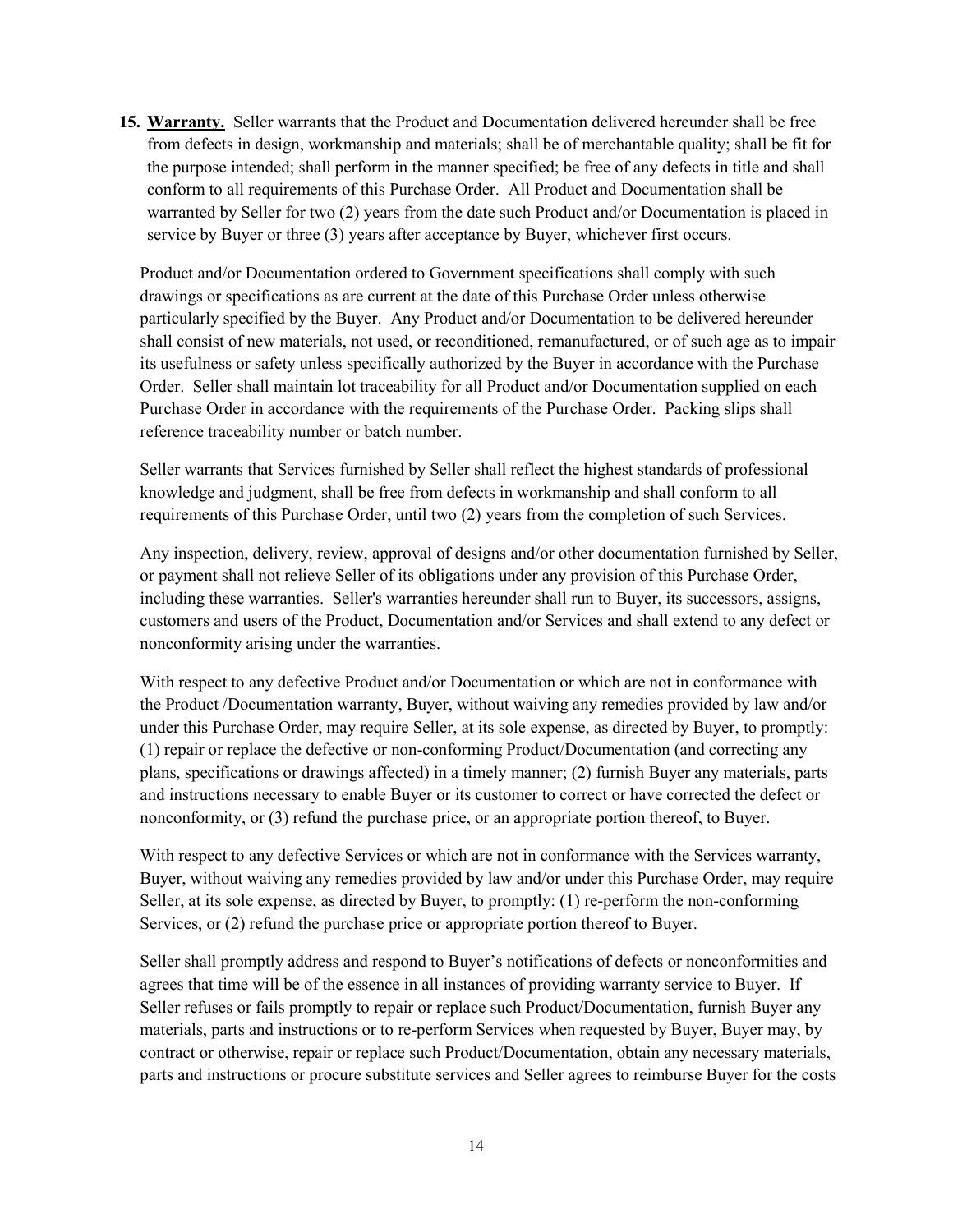**15. Warranty.** Seller warrants that the Product and Documentation delivered hereunder shall be free from defects in design, workmanship and materials; shall be of merchantable quality; shall be fit for the purpose intended; shall perform in the manner specified; be free of any defects in title and shall conform to all requirements of this Purchase Order. All Product and Documentation shall be warranted by Seller for two (2) years from the date such Product and/or Documentation is placed in service by Buyer or three (3) years after acceptance by Buyer, whichever first occurs.

Product and/or Documentation ordered to Government specifications shall comply with such drawings or specifications as are current at the date of this Purchase Order unless otherwise particularly specified by the Buyer. Any Product and/or Documentation to be delivered hereunder shall consist of new materials, not used, or reconditioned, remanufactured, or of such age as to impair its usefulness or safety unless specifically authorized by the Buyer in accordance with the Purchase Order. Seller shall maintain lot traceability for all Product and/or Documentation supplied on each Purchase Order in accordance with the requirements of the Purchase Order. Packing slips shall reference traceability number or batch number.

Seller warrants that Services furnished by Seller shall reflect the highest standards of professional knowledge and judgment, shall be free from defects in workmanship and shall conform to all requirements of this Purchase Order, until two (2) years from the completion of such Services.

Any inspection, delivery, review, approval of designs and/or other documentation furnished by Seller, or payment shall not relieve Seller of its obligations under any provision of this Purchase Order, including these warranties. Seller's warranties hereunder shall run to Buyer, its successors, assigns, customers and users of the Product, Documentation and/or Services and shall extend to any defect or nonconformity arising under the warranties.

With respect to any defective Product and/or Documentation or which are not in conformance with the Product /Documentation warranty, Buyer, without waiving any remedies provided by law and/or under this Purchase Order, may require Seller, at its sole expense, as directed by Buyer, to promptly: (1) repair or replace the defective or non-conforming Product/Documentation (and correcting any plans, specifications or drawings affected) in a timely manner; (2) furnish Buyer any materials, parts and instructions necessary to enable Buyer or its customer to correct or have corrected the defect or nonconformity, or (3) refund the purchase price, or an appropriate portion thereof, to Buyer.

With respect to any defective Services or which are not in conformance with the Services warranty, Buyer, without waiving any remedies provided by law and/or under this Purchase Order, may require Seller, at its sole expense, as directed by Buyer, to promptly: (1) re-perform the non-conforming Services, or (2) refund the purchase price or appropriate portion thereof to Buyer.

Seller shall promptly address and respond to Buyer's notifications of defects or nonconformities and agrees that time will be of the essence in all instances of providing warranty service to Buyer. If Seller refuses or fails promptly to repair or replace such Product/Documentation, furnish Buyer any materials, parts and instructions or to re-perform Services when requested by Buyer, Buyer may, by contract or otherwise, repair or replace such Product/Documentation, obtain any necessary materials, parts and instructions or procure substitute services and Seller agrees to reimburse Buyer for the costs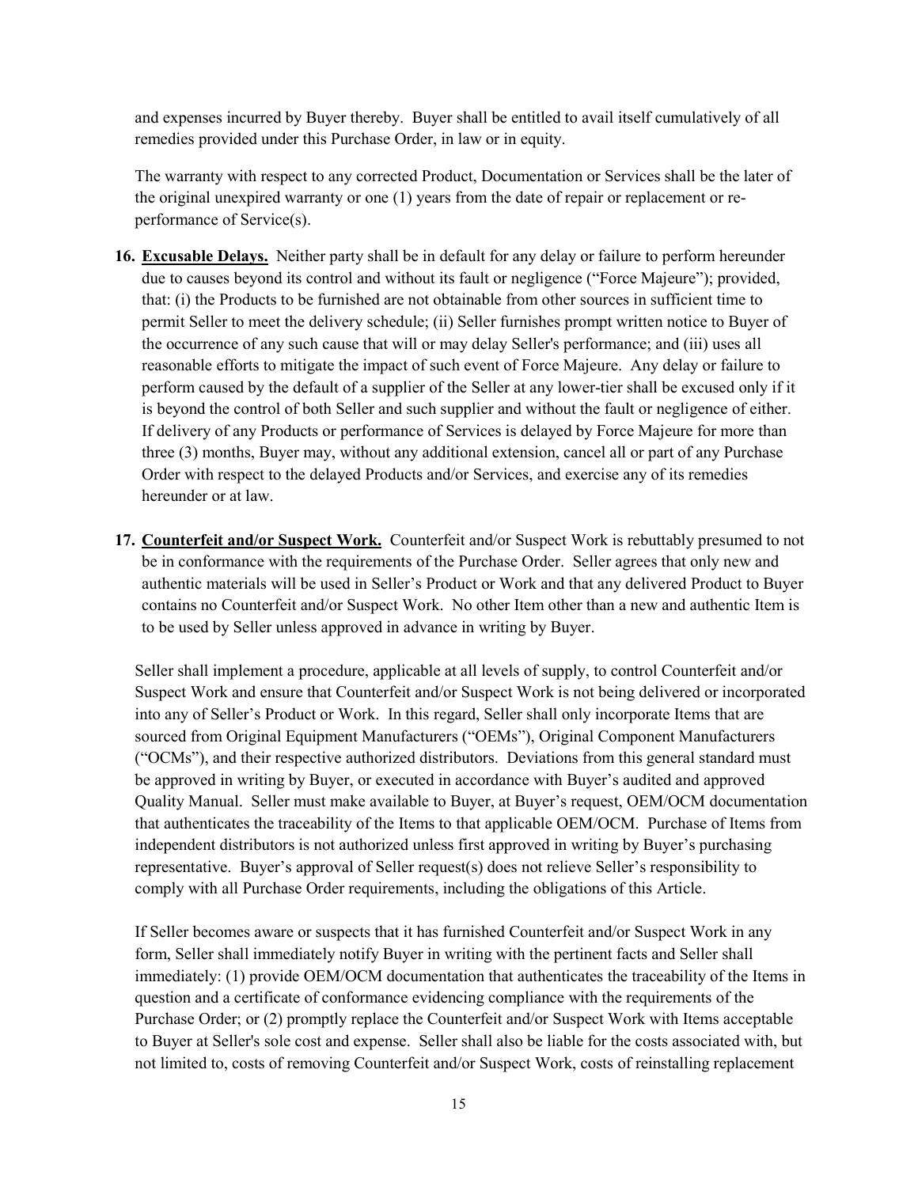and expenses incurred by Buyer thereby. Buyer shall be entitled to avail itself cumulatively of all remedies provided under this Purchase Order, in law or in equity.

The warranty with respect to any corrected Product, Documentation or Services shall be the later of the original unexpired warranty or one (1) years from the date of repair or replacement or re-performance of Service(s).

**16. <u>Excusable Delays.</u>** Neither party shall be in default for any delay or failure to perform hereunder due to causes beyond its control and without its fault or negligence ("Force Majeure"); provided, that: (i) the Products to be furnished are not obtainable from other sources in sufficient time to permit Seller to meet the delivery schedule; (ii) Seller furnishes prompt written notice to Buyer of the occurrence of any such cause that will or may delay Seller's performance; and (iii) uses all reasonable efforts to mitigate the impact of such event of Force Majeure. Any delay or failure to perform caused by the default of a supplier of the Seller at any lower-tier shall be excused only if it is beyond the control of both Seller and such supplier and without the fault or negligence of either. If delivery of any Products or performance of Services is delayed by Force Majeure for more than three (3) months, Buyer may, without any additional extension, cancel all or part of any Purchase Order with respect to the delayed Products and/or Services, and exercise any of its remedies hereunder or at law.

**17. <u>Counterfeit and/or Suspect Work.</u>** Counterfeit and/or Suspect Work is rebuttably presumed to not be in conformance with the requirements of the Purchase Order. Seller agrees that only new and authentic materials will be used in Seller's Product or Work and that any delivered Product to Buyer contains no Counterfeit and/or Suspect Work. No other Item other than a new and authentic Item is to be used by Seller unless approved in advance in writing by Buyer.

Seller shall implement a procedure, applicable at all levels of supply, to control Counterfeit and/or Suspect Work and ensure that Counterfeit and/or Suspect Work is not being delivered or incorporated into any of Seller's Product or Work. In this regard, Seller shall only incorporate Items that are sourced from Original Equipment Manufacturers ("OEMs"), Original Component Manufacturers ("OCMs"), and their respective authorized distributors. Deviations from this general standard must be approved in writing by Buyer, or executed in accordance with Buyer's audited and approved Quality Manual. Seller must make available to Buyer, at Buyer's request, OEM/OCM documentation that authenticates the traceability of the Items to that applicable OEM/OCM. Purchase of Items from independent distributors is not authorized unless first approved in writing by Buyer's purchasing representative. Buyer's approval of Seller request(s) does not relieve Seller's responsibility to comply with all Purchase Order requirements, including the obligations of this Article.

If Seller becomes aware or suspects that it has furnished Counterfeit and/or Suspect Work in any form, Seller shall immediately notify Buyer in writing with the pertinent facts and Seller shall immediately: (1) provide OEM/OCM documentation that authenticates the traceability of the Items in question and a certificate of conformance evidencing compliance with the requirements of the Purchase Order; or (2) promptly replace the Counterfeit and/or Suspect Work with Items acceptable to Buyer at Seller's sole cost and expense. Seller shall also be liable for the costs associated with, but not limited to, costs of removing Counterfeit and/or Suspect Work, costs of reinstalling replacement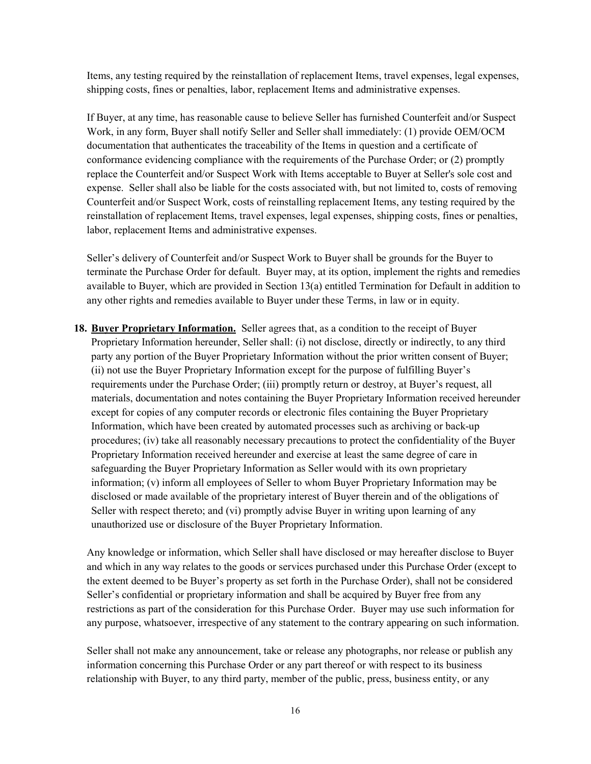Items, any testing required by the reinstallation of replacement Items, travel expenses, legal expenses, shipping costs, fines or penalties, labor, replacement Items and administrative expenses.

If Buyer, at any time, has reasonable cause to believe Seller has furnished Counterfeit and/or Suspect Work, in any form, Buyer shall notify Seller and Seller shall immediately: (1) provide OEM/OCM documentation that authenticates the traceability of the Items in question and a certificate of conformance evidencing compliance with the requirements of the Purchase Order; or (2) promptly replace the Counterfeit and/or Suspect Work with Items acceptable to Buyer at Seller's sole cost and expense. Seller shall also be liable for the costs associated with, but not limited to, costs of removing Counterfeit and/or Suspect Work, costs of reinstalling replacement Items, any testing required by the reinstallation of replacement Items, travel expenses, legal expenses, shipping costs, fines or penalties, labor, replacement Items and administrative expenses.

Seller's delivery of Counterfeit and/or Suspect Work to Buyer shall be grounds for the Buyer to terminate the Purchase Order for default. Buyer may, at its option, implement the rights and remedies available to Buyer, which are provided in Section 13(a) entitled Termination for Default in addition to any other rights and remedies available to Buyer under these Terms, in law or in equity.

**18. Buyer Proprietary Information.** Seller agrees that, as a condition to the receipt of Buyer Proprietary Information hereunder, Seller shall: (i) not disclose, directly or indirectly, to any third party any portion of the Buyer Proprietary Information without the prior written consent of Buyer; (ii) not use the Buyer Proprietary Information except for the purpose of fulfilling Buyer's requirements under the Purchase Order; (iii) promptly return or destroy, at Buyer's request, all materials, documentation and notes containing the Buyer Proprietary Information received hereunder except for copies of any computer records or electronic files containing the Buyer Proprietary Information, which have been created by automated processes such as archiving or back-up procedures; (iv) take all reasonably necessary precautions to protect the confidentiality of the Buyer Proprietary Information received hereunder and exercise at least the same degree of care in safeguarding the Buyer Proprietary Information as Seller would with its own proprietary information; (v) inform all employees of Seller to whom Buyer Proprietary Information may be disclosed or made available of the proprietary interest of Buyer therein and of the obligations of Seller with respect thereto; and (vi) promptly advise Buyer in writing upon learning of any unauthorized use or disclosure of the Buyer Proprietary Information.

Any knowledge or information, which Seller shall have disclosed or may hereafter disclose to Buyer and which in any way relates to the goods or services purchased under this Purchase Order (except to the extent deemed to be Buyer's property as set forth in the Purchase Order), shall not be considered Seller's confidential or proprietary information and shall be acquired by Buyer free from any restrictions as part of the consideration for this Purchase Order. Buyer may use such information for any purpose, whatsoever, irrespective of any statement to the contrary appearing on such information.

Seller shall not make any announcement, take or release any photographs, nor release or publish any information concerning this Purchase Order or any part thereof or with respect to its business relationship with Buyer, to any third party, member of the public, press, business entity, or any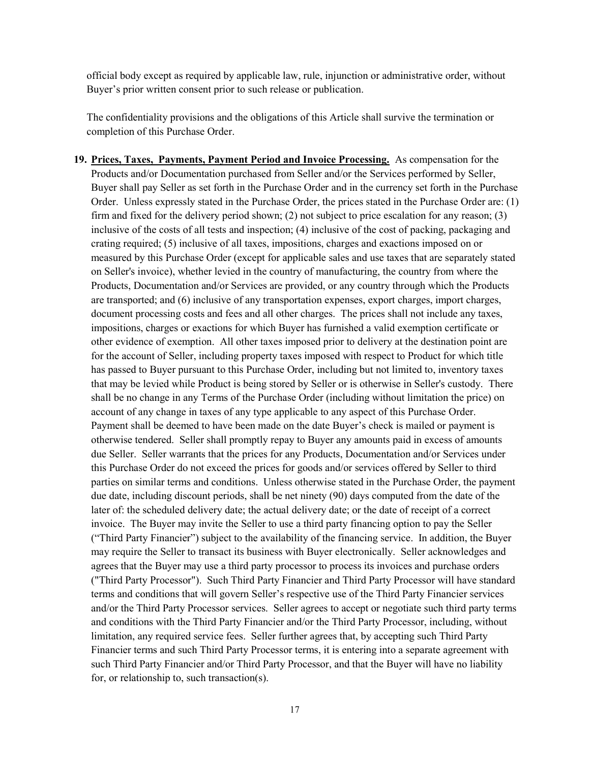official body except as required by applicable law, rule, injunction or administrative order, without Buyer's prior written consent prior to such release or publication.

The confidentiality provisions and the obligations of this Article shall survive the termination or completion of this Purchase Order.

19. **Prices, Taxes, Payments, Payment Period and Invoice Processing.** As compensation for the Products and/or Documentation purchased from Seller and/or the Services performed by Seller, Buyer shall pay Seller as set forth in the Purchase Order and in the currency set forth in the Purchase Order. Unless expressly stated in the Purchase Order, the prices stated in the Purchase Order are: (1) firm and fixed for the delivery period shown; (2) not subject to price escalation for any reason; (3) inclusive of the costs of all tests and inspection; (4) inclusive of the cost of packing, packaging and crating required; (5) inclusive of all taxes, impositions, charges and exactions imposed on or measured by this Purchase Order (except for applicable sales and use taxes that are separately stated on Seller's invoice), whether levied in the country of manufacturing, the country from where the Products, Documentation and/or Services are provided, or any country through which the Products are transported; and (6) inclusive of any transportation expenses, export charges, import charges, document processing costs and fees and all other charges. The prices shall not include any taxes, impositions, charges or exactions for which Buyer has furnished a valid exemption certificate or other evidence of exemption. All other taxes imposed prior to delivery at the destination point are for the account of Seller, including property taxes imposed with respect to Product for which title has passed to Buyer pursuant to this Purchase Order, including but not limited to, inventory taxes that may be levied while Product is being stored by Seller or is otherwise in Seller's custody. There shall be no change in any Terms of the Purchase Order (including without limitation the price) on account of any change in taxes of any type applicable to any aspect of this Purchase Order. Payment shall be deemed to have been made on the date Buyer's check is mailed or payment is otherwise tendered. Seller shall promptly repay to Buyer any amounts paid in excess of amounts due Seller. Seller warrants that the prices for any Products, Documentation and/or Services under this Purchase Order do not exceed the prices for goods and/or services offered by Seller to third parties on similar terms and conditions. Unless otherwise stated in the Purchase Order, the payment due date, including discount periods, shall be net ninety (90) days computed from the date of the later of: the scheduled delivery date; the actual delivery date; or the date of receipt of a correct invoice. The Buyer may invite the Seller to use a third party financing option to pay the Seller ("Third Party Financier") subject to the availability of the financing service. In addition, the Buyer may require the Seller to transact its business with Buyer electronically. Seller acknowledges and agrees that the Buyer may use a third party processor to process its invoices and purchase orders ("Third Party Processor"). Such Third Party Financier and Third Party Processor will have standard terms and conditions that will govern Seller's respective use of the Third Party Financier services and/or the Third Party Processor services. Seller agrees to accept or negotiate such third party terms and conditions with the Third Party Financier and/or the Third Party Processor, including, without limitation, any required service fees. Seller further agrees that, by accepting such Third Party Financier terms and such Third Party Processor terms, it is entering into a separate agreement with such Third Party Financier and/or Third Party Processor, and that the Buyer will have no liability for, or relationship to, such transaction(s).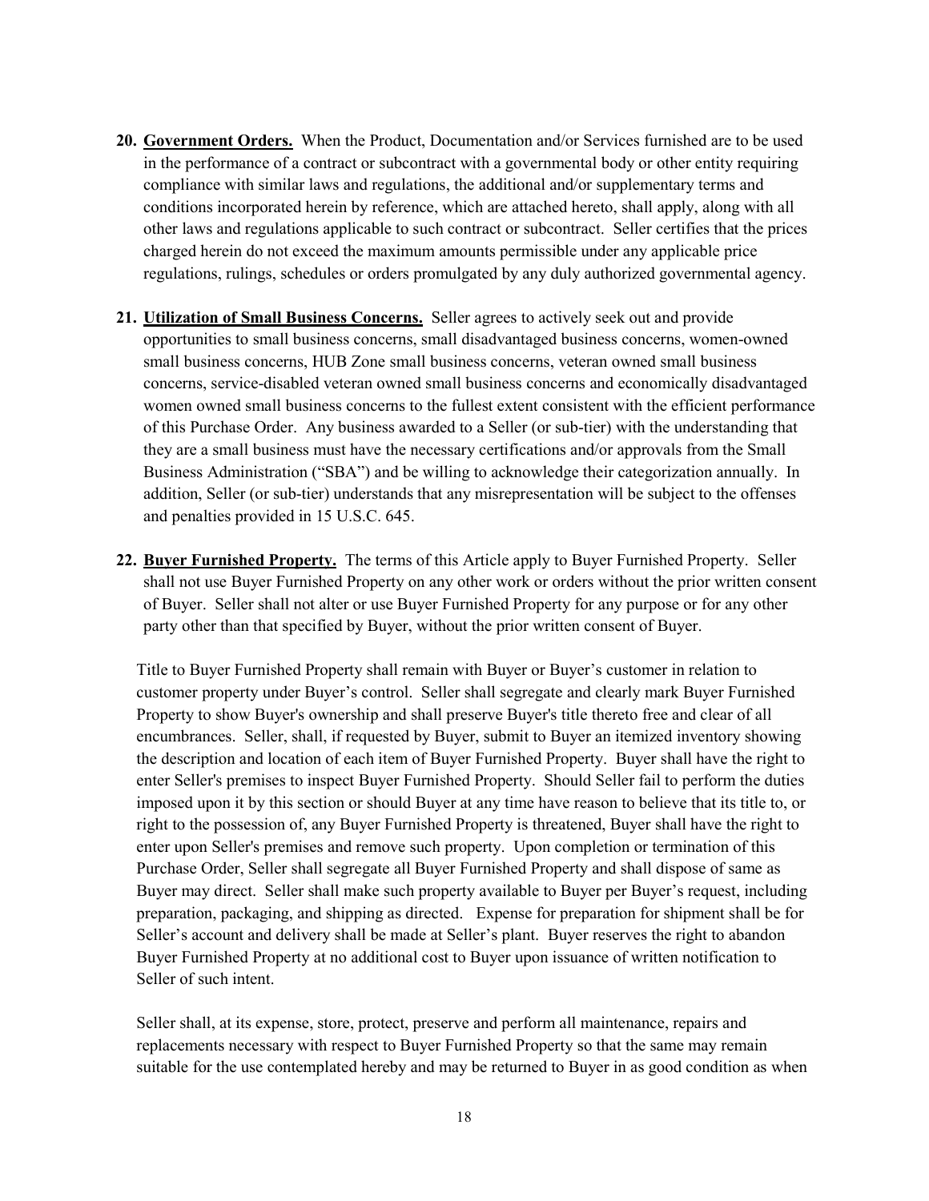20. **Government Orders.** When the Product, Documentation and/or Services furnished are to be used in the performance of a contract or subcontract with a governmental body or other entity requiring compliance with similar laws and regulations, the additional and/or supplementary terms and conditions incorporated herein by reference, which are attached hereto, shall apply, along with all other laws and regulations applicable to such contract or subcontract. Seller certifies that the prices charged herein do not exceed the maximum amounts permissible under any applicable price regulations, rulings, schedules or orders promulgated by any duly authorized governmental agency.

21. **Utilization of Small Business Concerns.** Seller agrees to actively seek out and provide opportunities to small business concerns, small disadvantaged business concerns, women-owned small business concerns, HUB Zone small business concerns, veteran owned small business concerns, service-disabled veteran owned small business concerns and economically disadvantaged women owned small business concerns to the fullest extent consistent with the efficient performance of this Purchase Order. Any business awarded to a Seller (or sub-tier) with the understanding that they are a small business must have the necessary certifications and/or approvals from the Small Business Administration ("SBA") and be willing to acknowledge their categorization annually. In addition, Seller (or sub-tier) understands that any misrepresentation will be subject to the offenses and penalties provided in 15 U.S.C. 645.

22. **Buyer Furnished Property.** The terms of this Article apply to Buyer Furnished Property. Seller shall not use Buyer Furnished Property on any other work or orders without the prior written consent of Buyer. Seller shall not alter or use Buyer Furnished Property for any purpose or for any other party other than that specified by Buyer, without the prior written consent of Buyer.

    Title to Buyer Furnished Property shall remain with Buyer or Buyer's customer in relation to customer property under Buyer's control. Seller shall segregate and clearly mark Buyer Furnished Property to show Buyer's ownership and shall preserve Buyer's title thereto free and clear of all encumbrances. Seller, shall, if requested by Buyer, submit to Buyer an itemized inventory showing the description and location of each item of Buyer Furnished Property. Buyer shall have the right to enter Seller's premises to inspect Buyer Furnished Property. Should Seller fail to perform the duties imposed upon it by this section or should Buyer at any time have reason to believe that its title to, or right to the possession of, any Buyer Furnished Property is threatened, Buyer shall have the right to enter upon Seller's premises and remove such property. Upon completion or termination of this Purchase Order, Seller shall segregate all Buyer Furnished Property and shall dispose of same as Buyer may direct. Seller shall make such property available to Buyer per Buyer's request, including preparation, packaging, and shipping as directed. Expense for preparation for shipment shall be for Seller's account and delivery shall be made at Seller's plant. Buyer reserves the right to abandon Buyer Furnished Property at no additional cost to Buyer upon issuance of written notification to Seller of such intent.

    Seller shall, at its expense, store, protect, preserve and perform all maintenance, repairs and replacements necessary with respect to Buyer Furnished Property so that the same may remain suitable for the use contemplated hereby and may be returned to Buyer in as good condition as when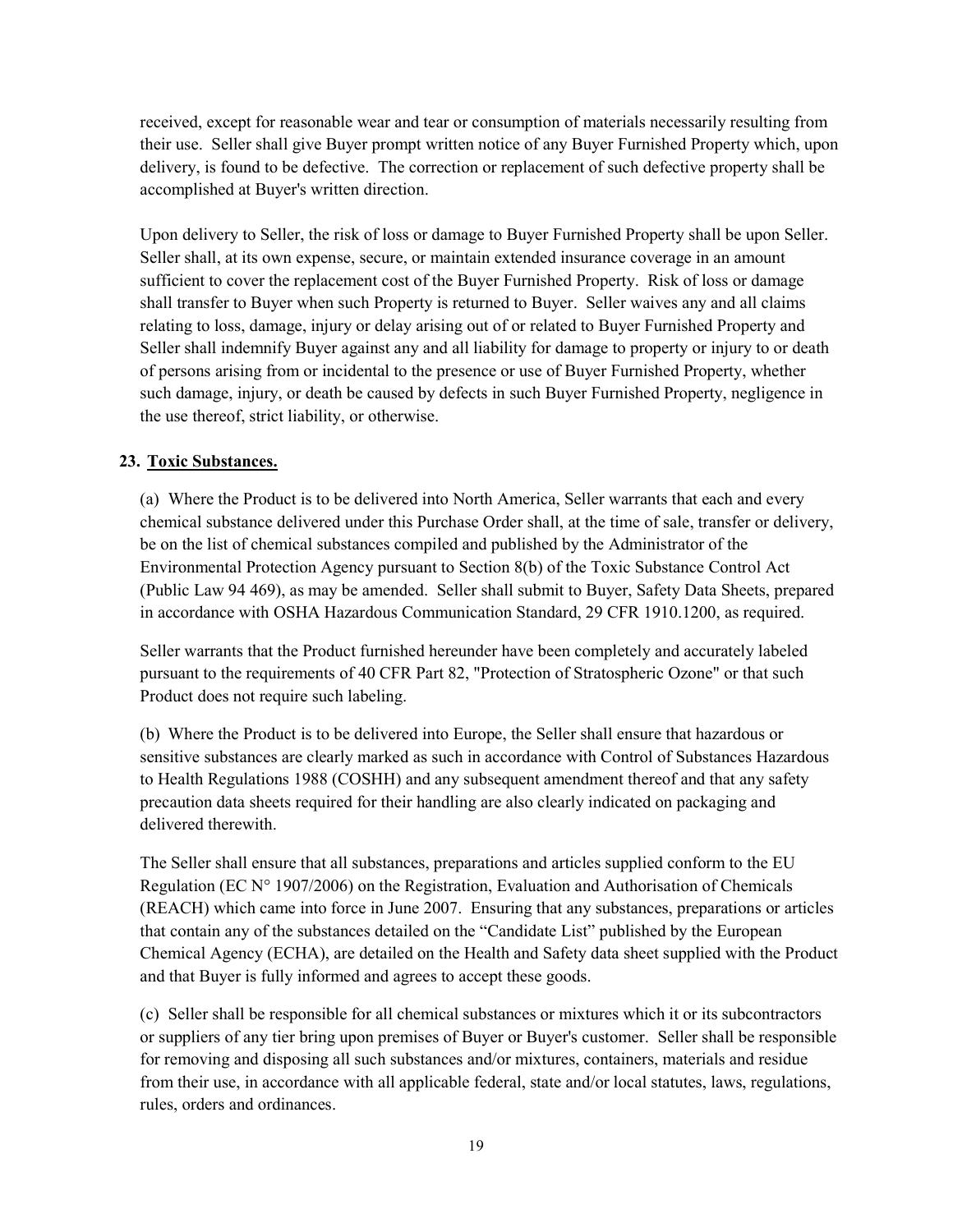received, except for reasonable wear and tear or consumption of materials necessarily resulting from their use. Seller shall give Buyer prompt written notice of any Buyer Furnished Property which, upon delivery, is found to be defective. The correction or replacement of such defective property shall be accomplished at Buyer's written direction.

Upon delivery to Seller, the risk of loss or damage to Buyer Furnished Property shall be upon Seller. Seller shall, at its own expense, secure, or maintain extended insurance coverage in an amount sufficient to cover the replacement cost of the Buyer Furnished Property. Risk of loss or damage shall transfer to Buyer when such Property is returned to Buyer. Seller waives any and all claims relating to loss, damage, injury or delay arising out of or related to Buyer Furnished Property and Seller shall indemnify Buyer against any and all liability for damage to property or injury to or death of persons arising from or incidental to the presence or use of Buyer Furnished Property, whether such damage, injury, or death be caused by defects in such Buyer Furnished Property, negligence in the use thereof, strict liability, or otherwise.

**23. Toxic Substances.**

(a) Where the Product is to be delivered into North America, Seller warrants that each and every chemical substance delivered under this Purchase Order shall, at the time of sale, transfer or delivery, be on the list of chemical substances compiled and published by the Administrator of the Environmental Protection Agency pursuant to Section 8(b) of the Toxic Substance Control Act (Public Law 94 469), as may be amended. Seller shall submit to Buyer, Safety Data Sheets, prepared in accordance with OSHA Hazardous Communication Standard, 29 CFR 1910.1200, as required.

Seller warrants that the Product furnished hereunder have been completely and accurately labeled pursuant to the requirements of 40 CFR Part 82, "Protection of Stratospheric Ozone" or that such Product does not require such labeling.

(b) Where the Product is to be delivered into Europe, the Seller shall ensure that hazardous or sensitive substances are clearly marked as such in accordance with Control of Substances Hazardous to Health Regulations 1988 (COSHH) and any subsequent amendment thereof and that any safety precaution data sheets required for their handling are also clearly indicated on packaging and delivered therewith.

The Seller shall ensure that all substances, preparations and articles supplied conform to the EU Regulation (EC N° 1907/2006) on the Registration, Evaluation and Authorisation of Chemicals (REACH) which came into force in June 2007. Ensuring that any substances, preparations or articles that contain any of the substances detailed on the "Candidate List" published by the European Chemical Agency (ECHA), are detailed on the Health and Safety data sheet supplied with the Product and that Buyer is fully informed and agrees to accept these goods.

(c) Seller shall be responsible for all chemical substances or mixtures which it or its subcontractors or suppliers of any tier bring upon premises of Buyer or Buyer's customer. Seller shall be responsible for removing and disposing all such substances and/or mixtures, containers, materials and residue from their use, in accordance with all applicable federal, state and/or local statutes, laws, regulations, rules, orders and ordinances.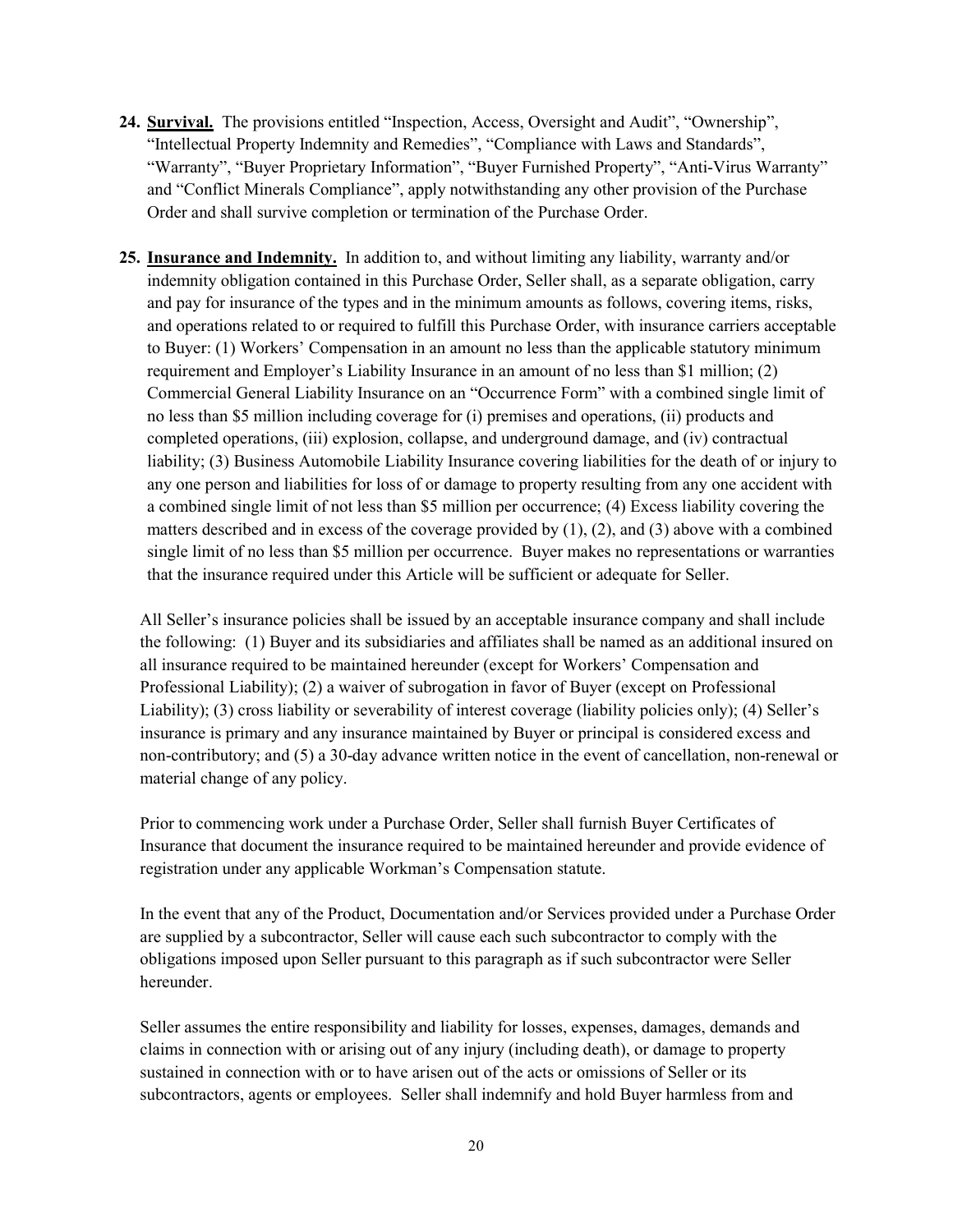**24. <u>Survival.</u>** The provisions entitled "Inspection, Access, Oversight and Audit", "Ownership", "Intellectual Property Indemnity and Remedies", "Compliance with Laws and Standards", "Warranty", "Buyer Proprietary Information", "Buyer Furnished Property", "Anti-Virus Warranty" and "Conflict Minerals Compliance", apply notwithstanding any other provision of the Purchase Order and shall survive completion or termination of the Purchase Order.

**25. <u>Insurance and Indemnity.</u>** In addition to, and without limiting any liability, warranty and/or indemnity obligation contained in this Purchase Order, Seller shall, as a separate obligation, carry and pay for insurance of the types and in the minimum amounts as follows, covering items, risks, and operations related to or required to fulfill this Purchase Order, with insurance carriers acceptable to Buyer: (1) Workers' Compensation in an amount no less than the applicable statutory minimum requirement and Employer's Liability Insurance in an amount of no less than $1 million; (2) Commercial General Liability Insurance on an "Occurrence Form" with a combined single limit of no less than $5 million including coverage for (i) premises and operations, (ii) products and completed operations, (iii) explosion, collapse, and underground damage, and (iv) contractual liability; (3) Business Automobile Liability Insurance covering liabilities for the death of or injury to any one person and liabilities for loss of or damage to property resulting from any one accident with a combined single limit of not less than $5 million per occurrence; (4) Excess liability covering the matters described and in excess of the coverage provided by (1), (2), and (3) above with a combined single limit of no less than $5 million per occurrence. Buyer makes no representations or warranties that the insurance required under this Article will be sufficient or adequate for Seller.

All Seller's insurance policies shall be issued by an acceptable insurance company and shall include the following: (1) Buyer and its subsidiaries and affiliates shall be named as an additional insured on all insurance required to be maintained hereunder (except for Workers' Compensation and Professional Liability); (2) a waiver of subrogation in favor of Buyer (except on Professional Liability); (3) cross liability or severability of interest coverage (liability policies only); (4) Seller's insurance is primary and any insurance maintained by Buyer or principal is considered excess and non-contributory; and (5) a 30-day advance written notice in the event of cancellation, non-renewal or material change of any policy.

Prior to commencing work under a Purchase Order, Seller shall furnish Buyer Certificates of Insurance that document the insurance required to be maintained hereunder and provide evidence of registration under any applicable Workman's Compensation statute.

In the event that any of the Product, Documentation and/or Services provided under a Purchase Order are supplied by a subcontractor, Seller will cause each such subcontractor to comply with the obligations imposed upon Seller pursuant to this paragraph as if such subcontractor were Seller hereunder.

Seller assumes the entire responsibility and liability for losses, expenses, damages, demands and claims in connection with or arising out of any injury (including death), or damage to property sustained in connection with or to have arisen out of the acts or omissions of Seller or its subcontractors, agents or employees. Seller shall indemnify and hold Buyer harmless from and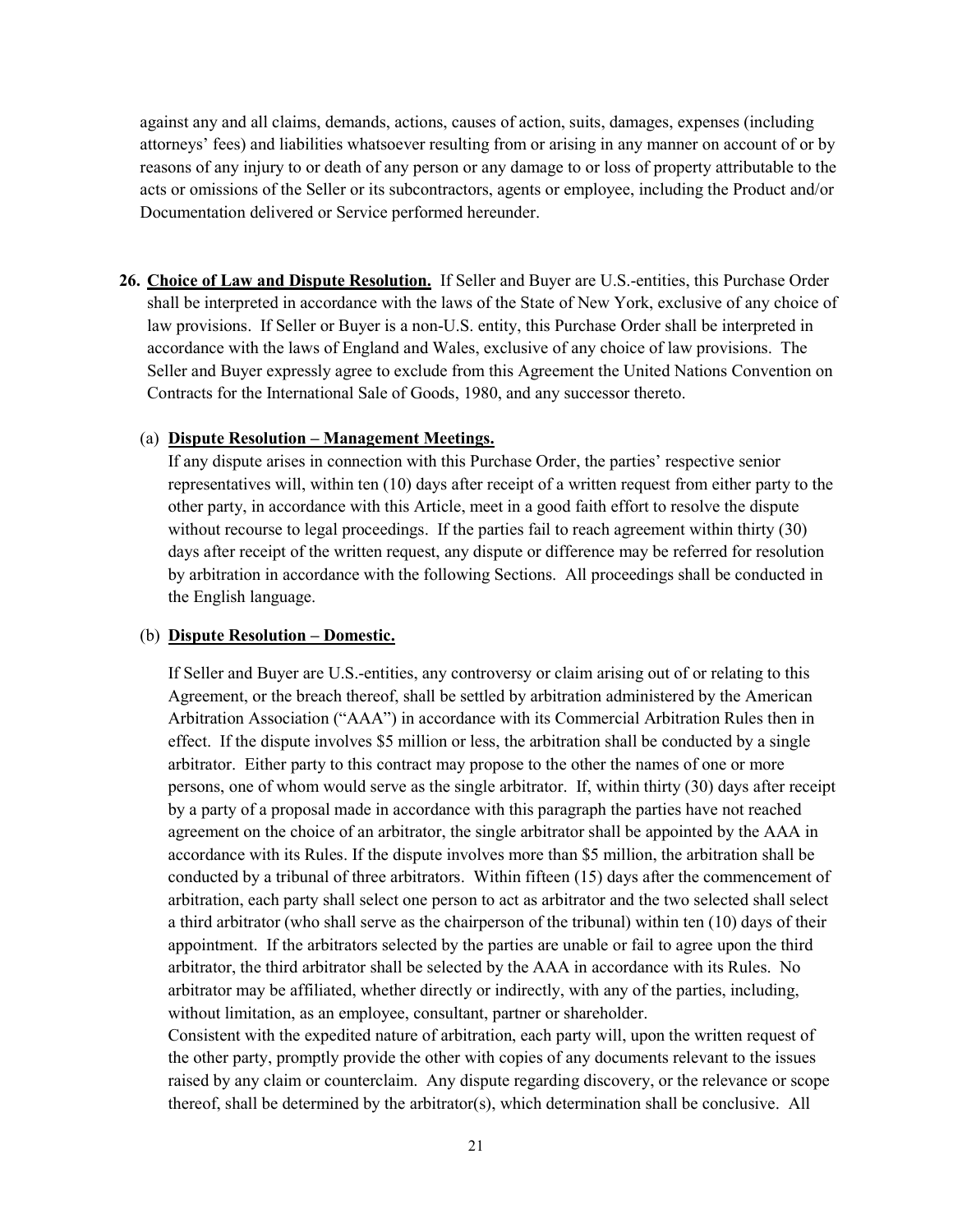against any and all claims, demands, actions, causes of action, suits, damages, expenses (including attorneys' fees) and liabilities whatsoever resulting from or arising in any manner on account of or by reasons of any injury to or death of any person or any damage to or loss of property attributable to the acts or omissions of the Seller or its subcontractors, agents or employee, including the Product and/or Documentation delivered or Service performed hereunder.

26. **Choice of Law and Dispute Resolution.** If Seller and Buyer are U.S.-entities, this Purchase Order shall be interpreted in accordance with the laws of the State of New York, exclusive of any choice of law provisions. If Seller or Buyer is a non-U.S. entity, this Purchase Order shall be interpreted in accordance with the laws of England and Wales, exclusive of any choice of law provisions. The Seller and Buyer expressly agree to exclude from this Agreement the United Nations Convention on Contracts for the International Sale of Goods, 1980, and any successor thereto.

   (a) **Dispute Resolution – Management Meetings.**
   If any dispute arises in connection with this Purchase Order, the parties' respective senior representatives will, within ten (10) days after receipt of a written request from either party to the other party, in accordance with this Article, meet in a good faith effort to resolve the dispute without recourse to legal proceedings. If the parties fail to reach agreement within thirty (30) days after receipt of the written request, any dispute or difference may be referred for resolution by arbitration in accordance with the following Sections. All proceedings shall be conducted in the English language.

   (b) **Dispute Resolution – Domestic.**

   If Seller and Buyer are U.S.-entities, any controversy or claim arising out of or relating to this Agreement, or the breach thereof, shall be settled by arbitration administered by the American Arbitration Association ("AAA") in accordance with its Commercial Arbitration Rules then in effect. If the dispute involves $5 million or less, the arbitration shall be conducted by a single arbitrator. Either party to this contract may propose to the other the names of one or more persons, one of whom would serve as the single arbitrator. If, within thirty (30) days after receipt by a party of a proposal made in accordance with this paragraph the parties have not reached agreement on the choice of an arbitrator, the single arbitrator shall be appointed by the AAA in accordance with its Rules. If the dispute involves more than $5 million, the arbitration shall be conducted by a tribunal of three arbitrators. Within fifteen (15) days after the commencement of arbitration, each party shall select one person to act as arbitrator and the two selected shall select a third arbitrator (who shall serve as the chairperson of the tribunal) within ten (10) days of their appointment. If the arbitrators selected by the parties are unable or fail to agree upon the third arbitrator, the third arbitrator shall be selected by the AAA in accordance with its Rules. No arbitrator may be affiliated, whether directly or indirectly, with any of the parties, including, without limitation, as an employee, consultant, partner or shareholder.
   Consistent with the expedited nature of arbitration, each party will, upon the written request of the other party, promptly provide the other with copies of any documents relevant to the issues raised by any claim or counterclaim. Any dispute regarding discovery, or the relevance or scope thereof, shall be determined by the arbitrator(s), which determination shall be conclusive. All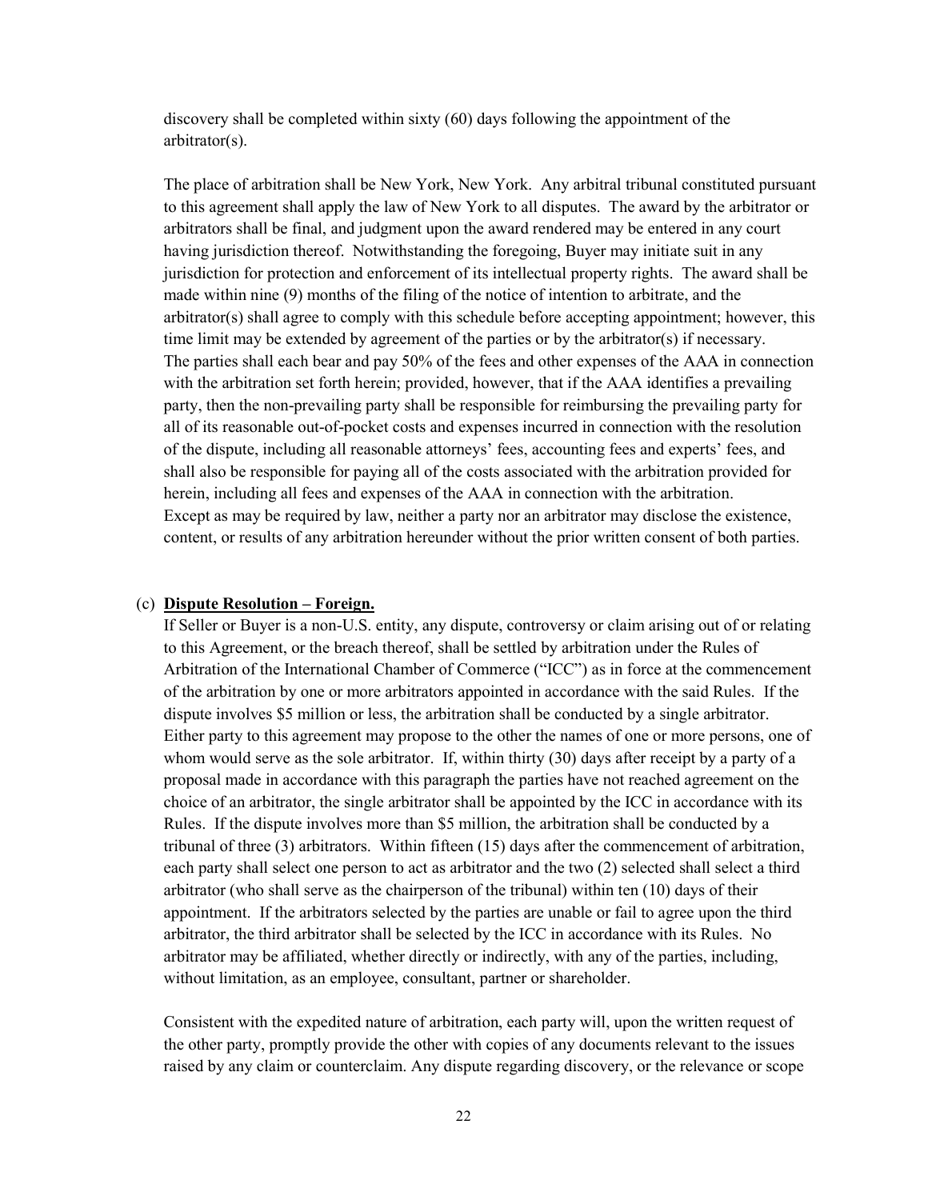discovery shall be completed within sixty (60) days following the appointment of the arbitrator(s).

The place of arbitration shall be New York, New York. Any arbitral tribunal constituted pursuant to this agreement shall apply the law of New York to all disputes. The award by the arbitrator or arbitrators shall be final, and judgment upon the award rendered may be entered in any court having jurisdiction thereof. Notwithstanding the foregoing, Buyer may initiate suit in any jurisdiction for protection and enforcement of its intellectual property rights. The award shall be made within nine (9) months of the filing of the notice of intention to arbitrate, and the arbitrator(s) shall agree to comply with this schedule before accepting appointment; however, this time limit may be extended by agreement of the parties or by the arbitrator(s) if necessary. The parties shall each bear and pay 50% of the fees and other expenses of the AAA in connection with the arbitration set forth herein; provided, however, that if the AAA identifies a prevailing party, then the non-prevailing party shall be responsible for reimbursing the prevailing party for all of its reasonable out-of-pocket costs and expenses incurred in connection with the resolution of the dispute, including all reasonable attorneys' fees, accounting fees and experts' fees, and shall also be responsible for paying all of the costs associated with the arbitration provided for herein, including all fees and expenses of the AAA in connection with the arbitration. Except as may be required by law, neither a party nor an arbitrator may disclose the existence, content, or results of any arbitration hereunder without the prior written consent of both parties.

(c) **Dispute Resolution – Foreign.**

If Seller or Buyer is a non-U.S. entity, any dispute, controversy or claim arising out of or relating to this Agreement, or the breach thereof, shall be settled by arbitration under the Rules of Arbitration of the International Chamber of Commerce ("ICC") as in force at the commencement of the arbitration by one or more arbitrators appointed in accordance with the said Rules. If the dispute involves $5 million or less, the arbitration shall be conducted by a single arbitrator. Either party to this agreement may propose to the other the names of one or more persons, one of whom would serve as the sole arbitrator. If, within thirty (30) days after receipt by a party of a proposal made in accordance with this paragraph the parties have not reached agreement on the choice of an arbitrator, the single arbitrator shall be appointed by the ICC in accordance with its Rules. If the dispute involves more than $5 million, the arbitration shall be conducted by a tribunal of three (3) arbitrators. Within fifteen (15) days after the commencement of arbitration, each party shall select one person to act as arbitrator and the two (2) selected shall select a third arbitrator (who shall serve as the chairperson of the tribunal) within ten (10) days of their appointment. If the arbitrators selected by the parties are unable or fail to agree upon the third arbitrator, the third arbitrator shall be selected by the ICC in accordance with its Rules. No arbitrator may be affiliated, whether directly or indirectly, with any of the parties, including, without limitation, as an employee, consultant, partner or shareholder.

Consistent with the expedited nature of arbitration, each party will, upon the written request of the other party, promptly provide the other with copies of any documents relevant to the issues raised by any claim or counterclaim. Any dispute regarding discovery, or the relevance or scope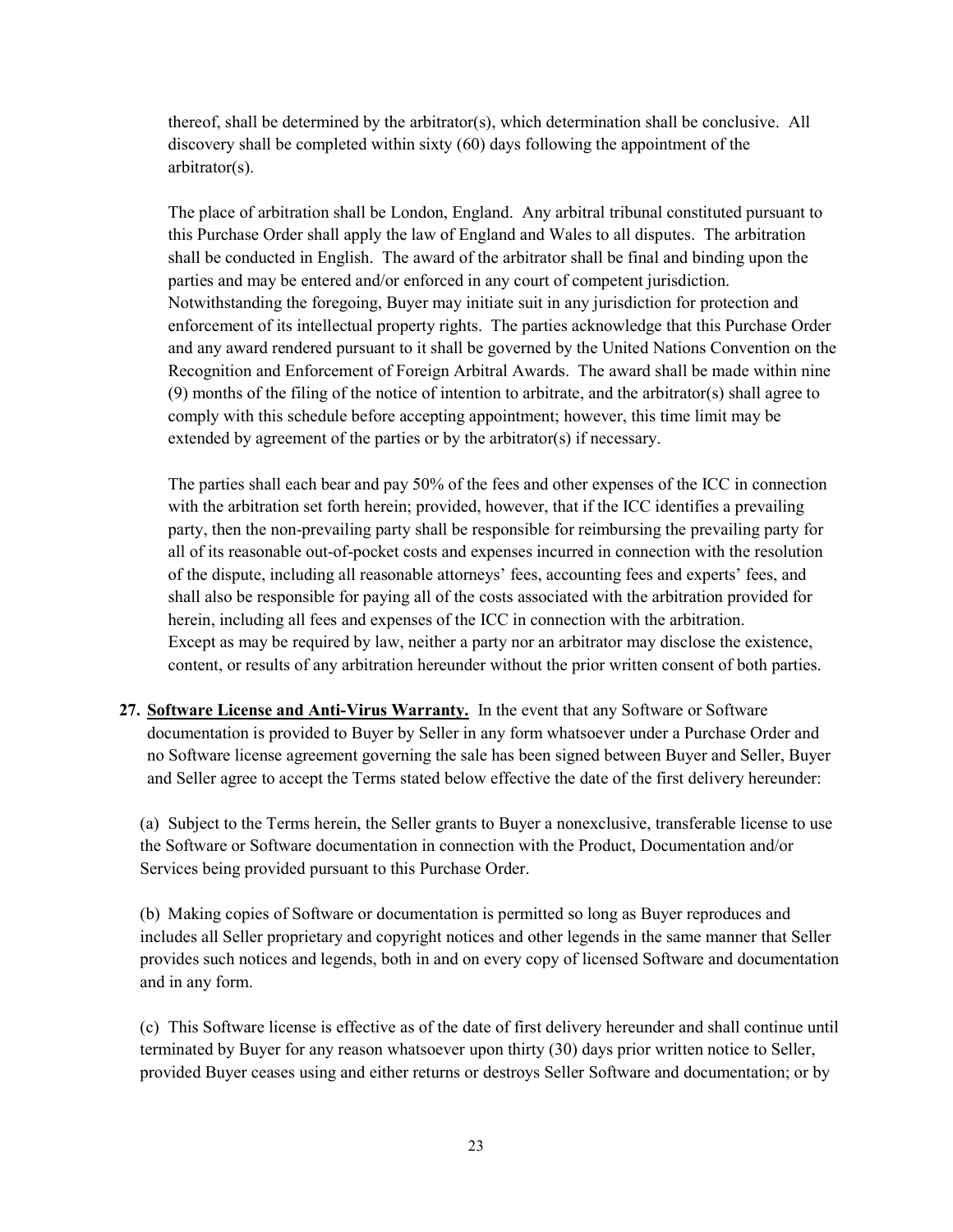thereof, shall be determined by the arbitrator(s), which determination shall be conclusive. All discovery shall be completed within sixty (60) days following the appointment of the arbitrator(s).

The place of arbitration shall be London, England. Any arbitral tribunal constituted pursuant to this Purchase Order shall apply the law of England and Wales to all disputes. The arbitration shall be conducted in English. The award of the arbitrator shall be final and binding upon the parties and may be entered and/or enforced in any court of competent jurisdiction. Notwithstanding the foregoing, Buyer may initiate suit in any jurisdiction for protection and enforcement of its intellectual property rights. The parties acknowledge that this Purchase Order and any award rendered pursuant to it shall be governed by the United Nations Convention on the Recognition and Enforcement of Foreign Arbitral Awards. The award shall be made within nine (9) months of the filing of the notice of intention to arbitrate, and the arbitrator(s) shall agree to comply with this schedule before accepting appointment; however, this time limit may be extended by agreement of the parties or by the arbitrator(s) if necessary.

The parties shall each bear and pay 50% of the fees and other expenses of the ICC in connection with the arbitration set forth herein; provided, however, that if the ICC identifies a prevailing party, then the non-prevailing party shall be responsible for reimbursing the prevailing party for all of its reasonable out-of-pocket costs and expenses incurred in connection with the resolution of the dispute, including all reasonable attorneys' fees, accounting fees and experts' fees, and shall also be responsible for paying all of the costs associated with the arbitration provided for herein, including all fees and expenses of the ICC in connection with the arbitration. Except as may be required by law, neither a party nor an arbitrator may disclose the existence, content, or results of any arbitration hereunder without the prior written consent of both parties.

27. **Software License and Anti-Virus Warranty.** In the event that any Software or Software documentation is provided to Buyer by Seller in any form whatsoever under a Purchase Order and no Software license agreement governing the sale has been signed between Buyer and Seller, Buyer and Seller agree to accept the Terms stated below effective the date of the first delivery hereunder:

(a) Subject to the Terms herein, the Seller grants to Buyer a nonexclusive, transferable license to use the Software or Software documentation in connection with the Product, Documentation and/or Services being provided pursuant to this Purchase Order.

(b) Making copies of Software or documentation is permitted so long as Buyer reproduces and includes all Seller proprietary and copyright notices and other legends in the same manner that Seller provides such notices and legends, both in and on every copy of licensed Software and documentation and in any form.

(c) This Software license is effective as of the date of first delivery hereunder and shall continue until terminated by Buyer for any reason whatsoever upon thirty (30) days prior written notice to Seller, provided Buyer ceases using and either returns or destroys Seller Software and documentation; or by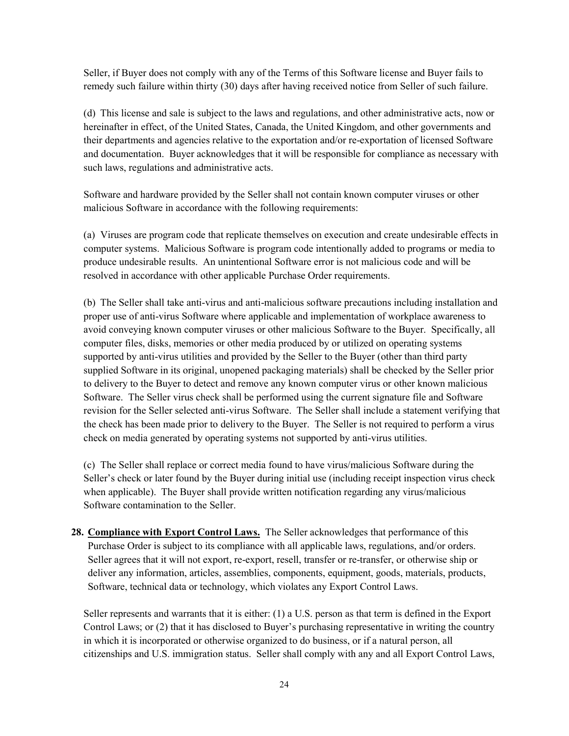Seller, if Buyer does not comply with any of the Terms of this Software license and Buyer fails to remedy such failure within thirty (30) days after having received notice from Seller of such failure.

(d) This license and sale is subject to the laws and regulations, and other administrative acts, now or hereinafter in effect, of the United States, Canada, the United Kingdom, and other governments and their departments and agencies relative to the exportation and/or re-exportation of licensed Software and documentation. Buyer acknowledges that it will be responsible for compliance as necessary with such laws, regulations and administrative acts.

Software and hardware provided by the Seller shall not contain known computer viruses or other malicious Software in accordance with the following requirements:

(a) Viruses are program code that replicate themselves on execution and create undesirable effects in computer systems. Malicious Software is program code intentionally added to programs or media to produce undesirable results. An unintentional Software error is not malicious code and will be resolved in accordance with other applicable Purchase Order requirements.

(b) The Seller shall take anti-virus and anti-malicious software precautions including installation and proper use of anti-virus Software where applicable and implementation of workplace awareness to avoid conveying known computer viruses or other malicious Software to the Buyer. Specifically, all computer files, disks, memories or other media produced by or utilized on operating systems supported by anti-virus utilities and provided by the Seller to the Buyer (other than third party supplied Software in its original, unopened packaging materials) shall be checked by the Seller prior to delivery to the Buyer to detect and remove any known computer virus or other known malicious Software. The Seller virus check shall be performed using the current signature file and Software revision for the Seller selected anti-virus Software. The Seller shall include a statement verifying that the check has been made prior to delivery to the Buyer. The Seller is not required to perform a virus check on media generated by operating systems not supported by anti-virus utilities.

(c) The Seller shall replace or correct media found to have virus/malicious Software during the Seller's check or later found by the Buyer during initial use (including receipt inspection virus check when applicable). The Buyer shall provide written notification regarding any virus/malicious Software contamination to the Seller.

**28. Compliance with Export Control Laws.** The Seller acknowledges that performance of this Purchase Order is subject to its compliance with all applicable laws, regulations, and/or orders. Seller agrees that it will not export, re-export, resell, transfer or re-transfer, or otherwise ship or deliver any information, articles, assemblies, components, equipment, goods, materials, products, Software, technical data or technology, which violates any Export Control Laws.

Seller represents and warrants that it is either: (1) a U.S. person as that term is defined in the Export Control Laws; or (2) that it has disclosed to Buyer's purchasing representative in writing the country in which it is incorporated or otherwise organized to do business, or if a natural person, all citizenships and U.S. immigration status. Seller shall comply with any and all Export Control Laws,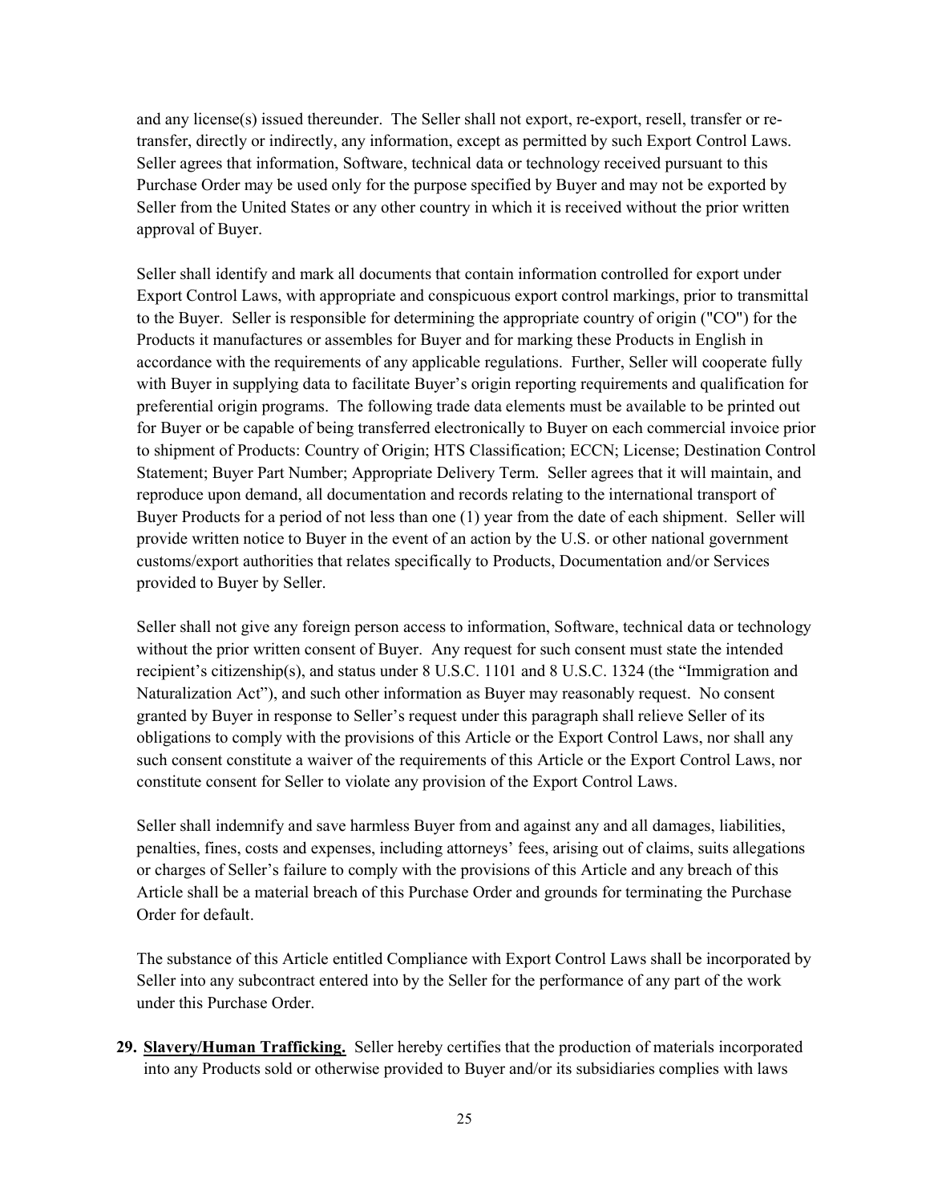and any license(s) issued thereunder. The Seller shall not export, re-export, resell, transfer or re-transfer, directly or indirectly, any information, except as permitted by such Export Control Laws. Seller agrees that information, Software, technical data or technology received pursuant to this Purchase Order may be used only for the purpose specified by Buyer and may not be exported by Seller from the United States or any other country in which it is received without the prior written approval of Buyer.

Seller shall identify and mark all documents that contain information controlled for export under Export Control Laws, with appropriate and conspicuous export control markings, prior to transmittal to the Buyer. Seller is responsible for determining the appropriate country of origin ("CO") for the Products it manufactures or assembles for Buyer and for marking these Products in English in accordance with the requirements of any applicable regulations. Further, Seller will cooperate fully with Buyer in supplying data to facilitate Buyer's origin reporting requirements and qualification for preferential origin programs. The following trade data elements must be available to be printed out for Buyer or be capable of being transferred electronically to Buyer on each commercial invoice prior to shipment of Products: Country of Origin; HTS Classification; ECCN; License; Destination Control Statement; Buyer Part Number; Appropriate Delivery Term. Seller agrees that it will maintain, and reproduce upon demand, all documentation and records relating to the international transport of Buyer Products for a period of not less than one (1) year from the date of each shipment. Seller will provide written notice to Buyer in the event of an action by the U.S. or other national government customs/export authorities that relates specifically to Products, Documentation and/or Services provided to Buyer by Seller.

Seller shall not give any foreign person access to information, Software, technical data or technology without the prior written consent of Buyer. Any request for such consent must state the intended recipient's citizenship(s), and status under 8 U.S.C. 1101 and 8 U.S.C. 1324 (the "Immigration and Naturalization Act"), and such other information as Buyer may reasonably request. No consent granted by Buyer in response to Seller's request under this paragraph shall relieve Seller of its obligations to comply with the provisions of this Article or the Export Control Laws, nor shall any such consent constitute a waiver of the requirements of this Article or the Export Control Laws, nor constitute consent for Seller to violate any provision of the Export Control Laws.

Seller shall indemnify and save harmless Buyer from and against any and all damages, liabilities, penalties, fines, costs and expenses, including attorneys' fees, arising out of claims, suits allegations or charges of Seller's failure to comply with the provisions of this Article and any breach of this Article shall be a material breach of this Purchase Order and grounds for terminating the Purchase Order for default.

The substance of this Article entitled Compliance with Export Control Laws shall be incorporated by Seller into any subcontract entered into by the Seller for the performance of any part of the work under this Purchase Order.

**29. Slavery/Human Trafficking.** Seller hereby certifies that the production of materials incorporated into any Products sold or otherwise provided to Buyer and/or its subsidiaries complies with laws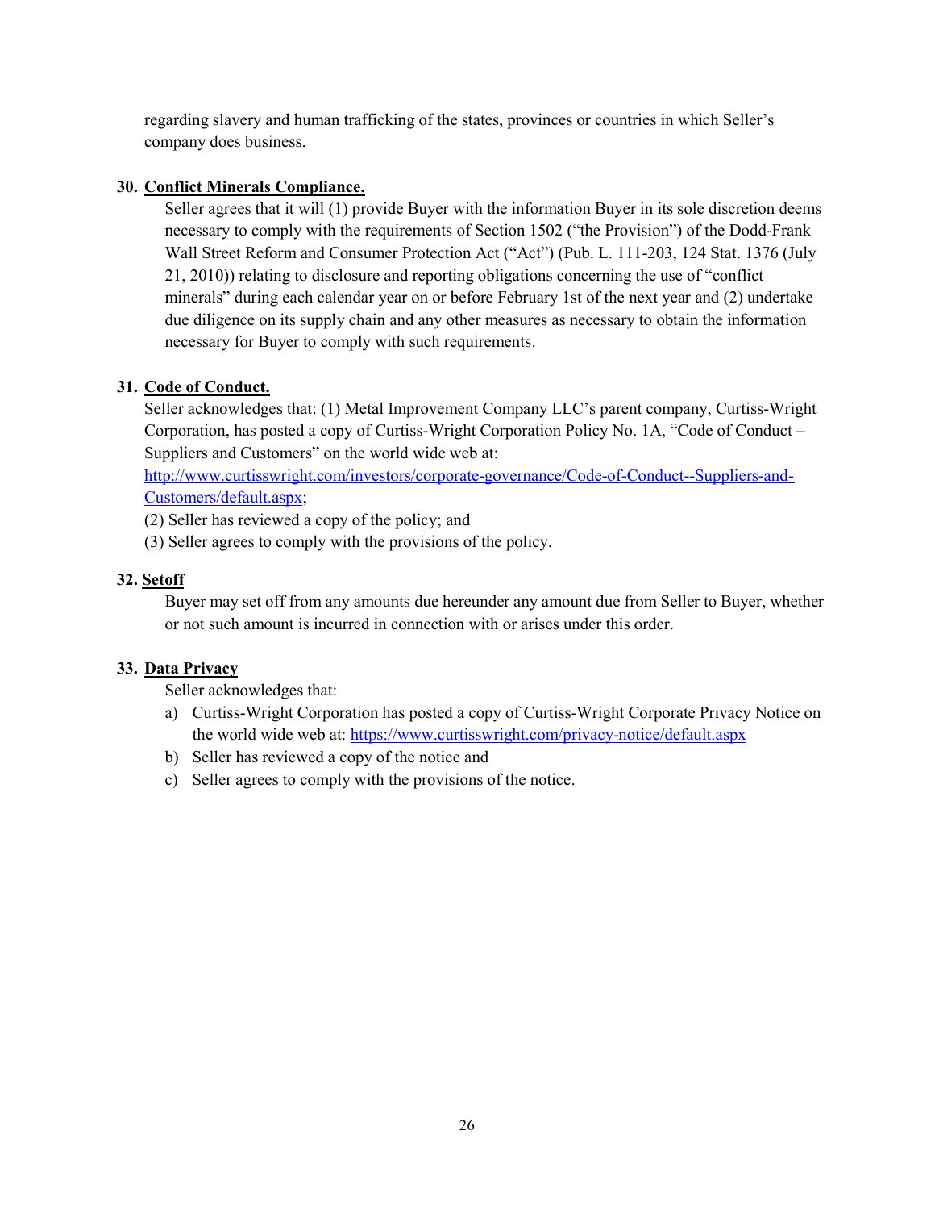regarding slavery and human trafficking of the states, provinces or countries in which Seller's company does business.

**30. Conflict Minerals Compliance.**

Seller agrees that it will (1) provide Buyer with the information Buyer in its sole discretion deems necessary to comply with the requirements of Section 1502 ("the Provision") of the Dodd-Frank Wall Street Reform and Consumer Protection Act ("Act") (Pub. L. 111-203, 124 Stat. 1376 (July 21, 2010)) relating to disclosure and reporting obligations concerning the use of "conflict minerals" during each calendar year on or before February 1st of the next year and (2) undertake due diligence on its supply chain and any other measures as necessary to obtain the information necessary for Buyer to comply with such requirements.

**31. Code of Conduct.**

Seller acknowledges that: (1) Metal Improvement Company LLC's parent company, Curtiss-Wright Corporation, has posted a copy of Curtiss-Wright Corporation Policy No. 1A, "Code of Conduct – Suppliers and Customers" on the world wide web at: http://www.curtisswright.com/investors/corporate-governance/Code-of-Conduct--Suppliers-and-Customers/default.aspx;

(2) Seller has reviewed a copy of the policy; and

(3) Seller agrees to comply with the provisions of the policy.

**32. Setoff**

Buyer may set off from any amounts due hereunder any amount due from Seller to Buyer, whether or not such amount is incurred in connection with or arises under this order.

**33. Data Privacy**

Seller acknowledges that:

a) Curtiss-Wright Corporation has posted a copy of Curtiss-Wright Corporate Privacy Notice on the world wide web at: https://www.curtisswright.com/privacy-notice/default.aspx
b) Seller has reviewed a copy of the notice and
c) Seller agrees to comply with the provisions of the notice.